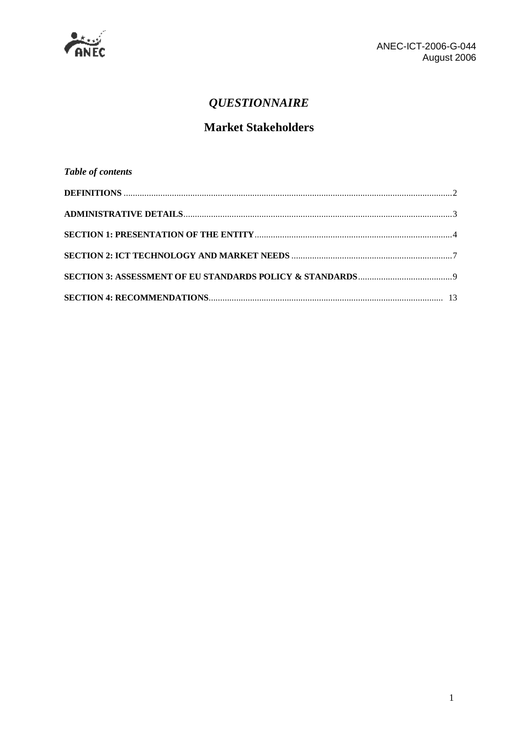ANEC-ICT-2006-G-044
August 2006

# *QUESTIONNAIRE*

## Market Stakeholders

***Table of contents***

**DEFINITIONS** ........ 2

**ADMINISTRATIVE DETAILS** ........ 3

**SECTION 1: PRESENTATION OF THE ENTITY** ........ 4

**SECTION 2: ICT TECHNOLOGY AND MARKET NEEDS** ........ 7

**SECTION 3: ASSESSMENT OF EU STANDARDS POLICY & STANDARDS** ........ 9

**SECTION 4: RECOMMENDATIONS** ........ 13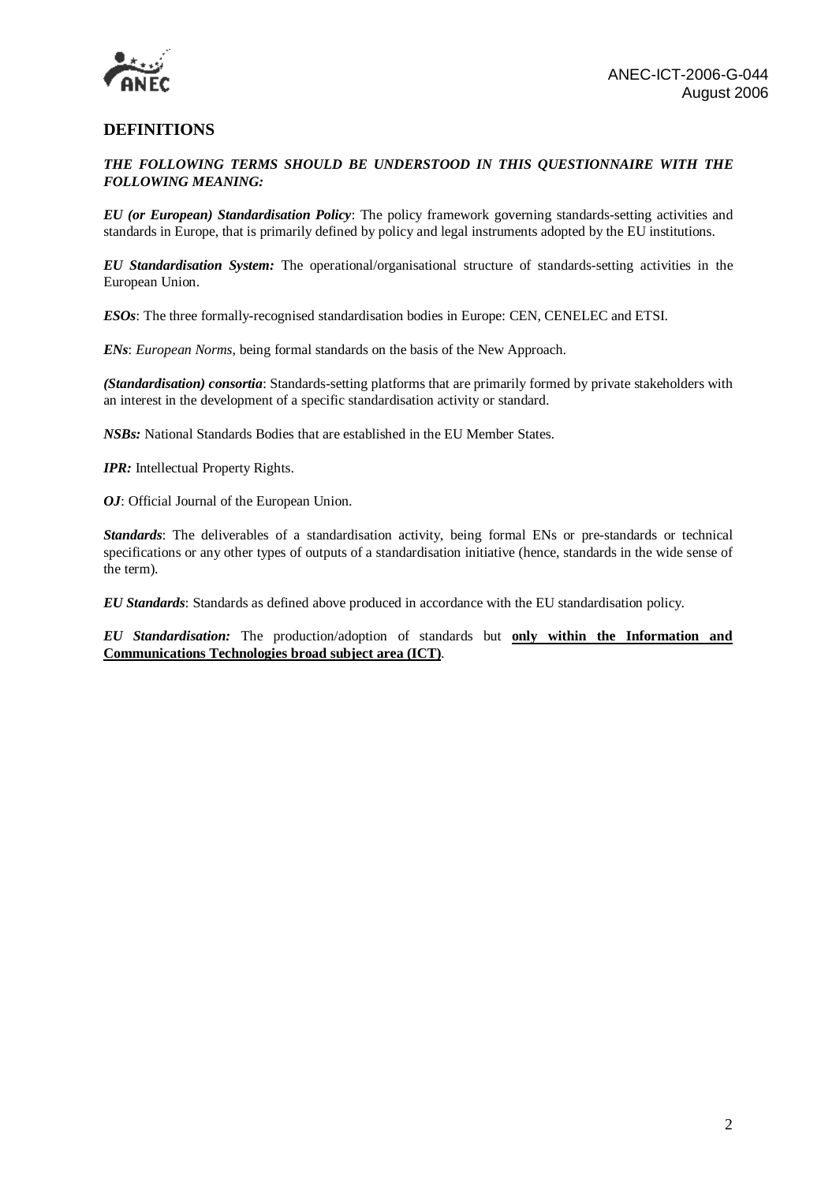## DEFINITIONS

***THE FOLLOWING TERMS SHOULD BE UNDERSTOOD IN THIS QUESTIONNAIRE WITH THE FOLLOWING MEANING:***

***EU (or European) Standardisation Policy***: The policy framework governing standards-setting activities and standards in Europe, that is primarily defined by policy and legal instruments adopted by the EU institutions.

***EU Standardisation System:*** The operational/organisational structure of standards-setting activities in the European Union.

***ESOs***: The three formally-recognised standardisation bodies in Europe: CEN, CENELEC and ETSI.

***ENs***: *European Norms*, being formal standards on the basis of the New Approach.

***(Standardisation) consortia***: Standards-setting platforms that are primarily formed by private stakeholders with an interest in the development of a specific standardisation activity or standard.

***NSBs:*** National Standards Bodies that are established in the EU Member States.

***IPR:*** Intellectual Property Rights.

***OJ***: Official Journal of the European Union.

***Standards***: The deliverables of a standardisation activity, being formal ENs or pre-standards or technical specifications or any other types of outputs of a standardisation initiative (hence, standards in the wide sense of the term).

***EU Standards***: Standards as defined above produced in accordance with the EU standardisation policy.

***EU Standardisation:*** The production/adoption of standards but **only within the Information and Communications Technologies broad subject area (ICT)**.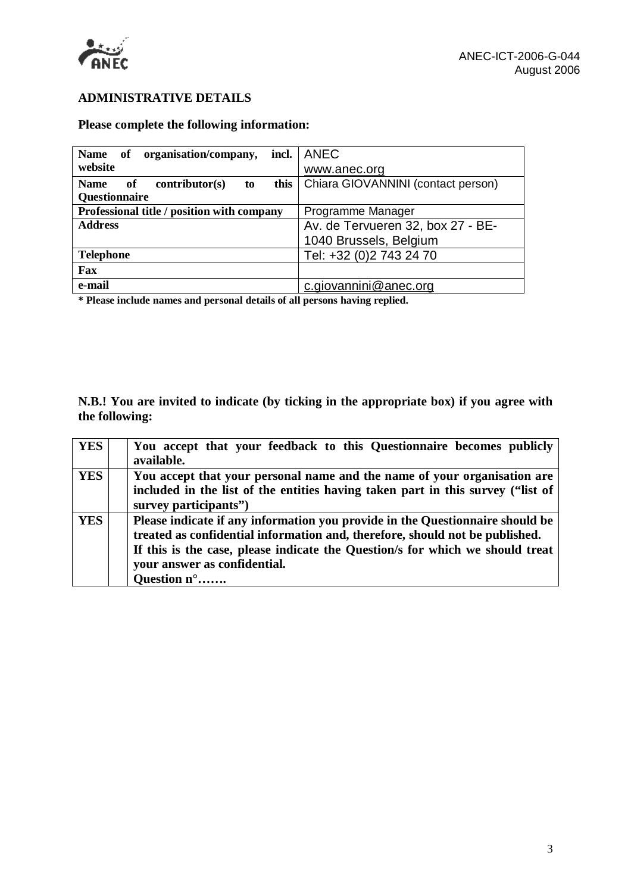### ADMINISTRATIVE DETAILS

**Please complete the following information:**

| **Name of organisation/company, incl. website** | ANEC<br>www.anec.org |
|---|---|
| **Name of contributor(s) to this Questionnaire** | Chiara GIOVANNINI (contact person) |
| **Professional title / position with company** | Programme Manager |
| **Address** | Av. de Tervueren 32, box 27 - BE-1040 Brussels, Belgium |
| **Telephone** | Tel: +32 (0)2 743 24 70 |
| **Fax** | |
| **e-mail** | c.giovannini@anec.org |

**\* Please include names and personal details of all persons having replied.**

**N.B.! You are invited to indicate (by ticking in the appropriate box) if you agree with the following:**

| | | |
|---|---|---|
| **YES** | | **You accept that your feedback to this Questionnaire becomes publicly available.** |
| **YES** | | **You accept that your personal name and the name of your organisation are included in the list of the entities having taken part in this survey ("list of survey participants")** |
| **YES** | | **Please indicate if any information you provide in the Questionnaire should be treated as confidential information and, therefore, should not be published.**<br>**If this is the case, please indicate the Question/s for which we should treat your answer as confidential.**<br>**Question n°…….** |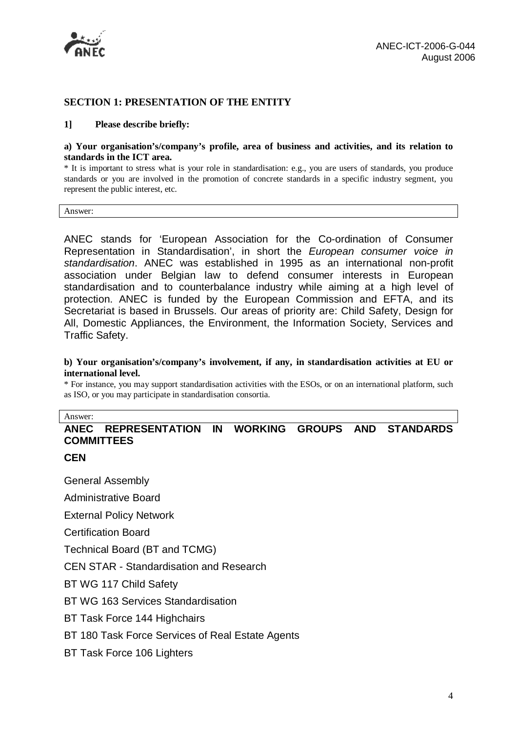## SECTION 1: PRESENTATION OF THE ENTITY

### 1] Please describe briefly:

**a) Your organisation's/company's profile, area of business and activities, and its relation to standards in the ICT area.**

* It is important to stress what is your role in standardisation: e.g., you are users of standards, you produce standards or you are involved in the promotion of concrete standards in a specific industry segment, you represent the public interest, etc.

Answer:

ANEC stands for 'European Association for the Co-ordination of Consumer Representation in Standardisation', in short the *European consumer voice in standardisation*. ANEC was established in 1995 as an international non-profit association under Belgian law to defend consumer interests in European standardisation and to counterbalance industry while aiming at a high level of protection. ANEC is funded by the European Commission and EFTA, and its Secretariat is based in Brussels. Our areas of priority are: Child Safety, Design for All, Domestic Appliances, the Environment, the Information Society, Services and Traffic Safety.

**b) Your organisation's/company's involvement, if any, in standardisation activities at EU or international level.**

* For instance, you may support standardisation activities with the ESOs, or on an international platform, such as ISO, or you may participate in standardisation consortia.

Answer:

**ANEC REPRESENTATION IN WORKING GROUPS AND STANDARDS COMMITTEES**

**CEN**

General Assembly

Administrative Board

External Policy Network

Certification Board

Technical Board (BT and TCMG)

CEN STAR - Standardisation and Research

BT WG 117 Child Safety

BT WG 163 Services Standardisation

BT Task Force 144 Highchairs

BT 180 Task Force Services of Real Estate Agents

BT Task Force 106 Lighters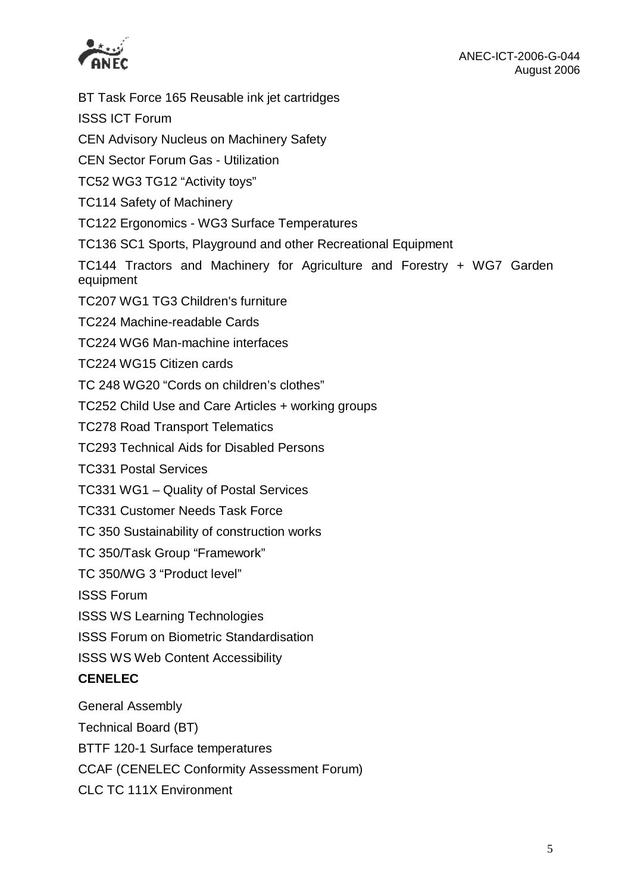BT Task Force 165 Reusable ink jet cartridges

ISSS ICT Forum

CEN Advisory Nucleus on Machinery Safety

CEN Sector Forum Gas - Utilization

TC52 WG3 TG12 “Activity toys”

TC114 Safety of Machinery

TC122 Ergonomics - WG3 Surface Temperatures

TC136 SC1 Sports, Playground and other Recreational Equipment

TC144 Tractors and Machinery for Agriculture and Forestry + WG7 Garden equipment

TC207 WG1 TG3 Children's furniture

TC224 Machine-readable Cards

TC224 WG6 Man-machine interfaces

TC224 WG15 Citizen cards

TC 248 WG20 “Cords on children’s clothes”

TC252 Child Use and Care Articles + working groups

TC278 Road Transport Telematics

TC293 Technical Aids for Disabled Persons

TC331 Postal Services

TC331 WG1 – Quality of Postal Services

TC331 Customer Needs Task Force

TC 350 Sustainability of construction works

TC 350/Task Group “Framework”

TC 350/WG 3 “Product level”

ISSS Forum

ISSS WS Learning Technologies

ISSS Forum on Biometric Standardisation

ISSS WS Web Content Accessibility

**CENELEC**

General Assembly

Technical Board (BT)

BTTF 120-1 Surface temperatures

CCAF (CENELEC Conformity Assessment Forum)

CLC TC 111X Environment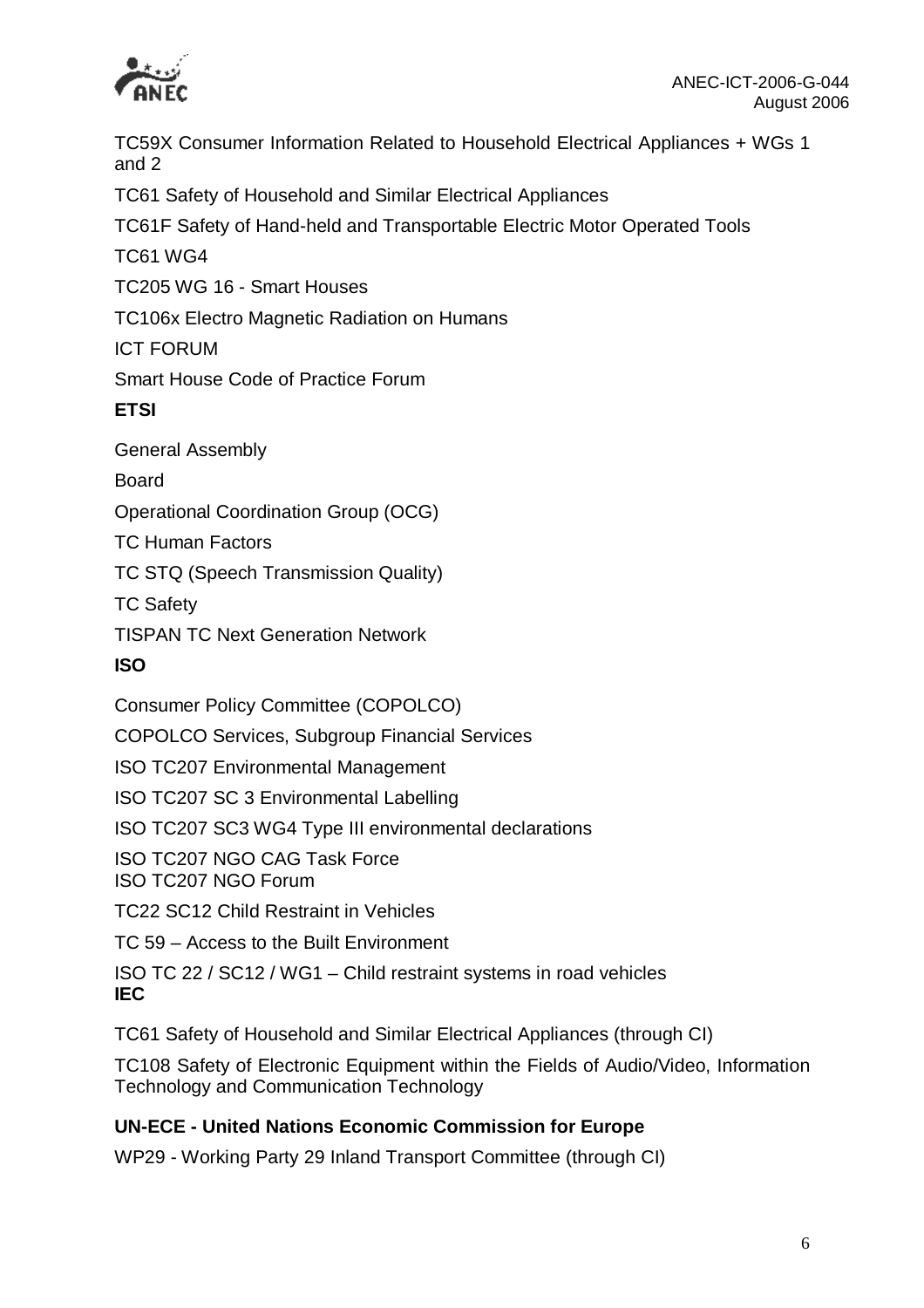TC59X Consumer Information Related to Household Electrical Appliances + WGs 1 and 2

TC61 Safety of Household and Similar Electrical Appliances

TC61F Safety of Hand-held and Transportable Electric Motor Operated Tools

TC61 WG4

TC205 WG 16 - Smart Houses

TC106x Electro Magnetic Radiation on Humans

ICT FORUM

Smart House Code of Practice Forum

**ETSI**

General Assembly

Board

Operational Coordination Group (OCG)

TC Human Factors

TC STQ (Speech Transmission Quality)

TC Safety

TISPAN TC Next Generation Network

**ISO**

Consumer Policy Committee (COPOLCO)

COPOLCO Services, Subgroup Financial Services

ISO TC207 Environmental Management

ISO TC207 SC 3 Environmental Labelling

ISO TC207 SC3 WG4 Type III environmental declarations

ISO TC207 NGO CAG Task Force

ISO TC207 NGO Forum

TC22 SC12 Child Restraint in Vehicles

TC 59 – Access to the Built Environment

ISO TC 22 / SC12 / WG1 – Child restraint systems in road vehicles

**IEC**

TC61 Safety of Household and Similar Electrical Appliances (through CI)

TC108 Safety of Electronic Equipment within the Fields of Audio/Video, Information Technology and Communication Technology

**UN-ECE - United Nations Economic Commission for Europe**

WP29 - Working Party 29 Inland Transport Committee (through CI)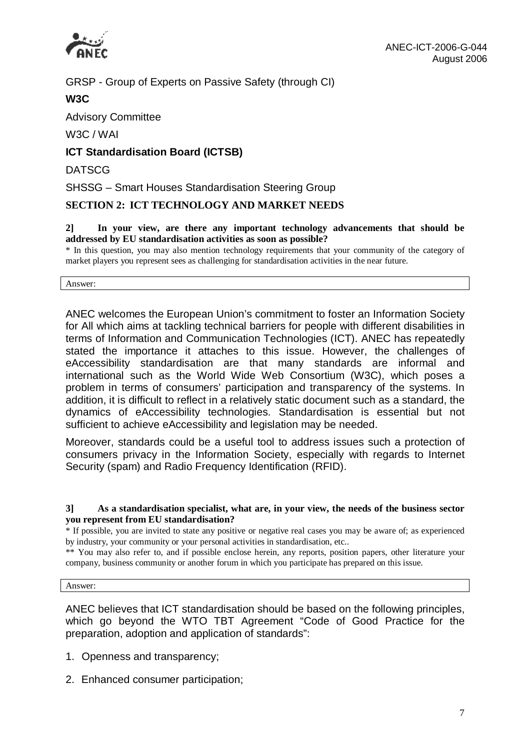GRSP - Group of Experts on Passive Safety (through CI)

**W3C**

Advisory Committee

W3C / WAI

**ICT Standardisation Board (ICTSB)**

DATSCG

SHSSG – Smart Houses Standardisation Steering Group

## SECTION 2: ICT TECHNOLOGY AND MARKET NEEDS

**2] In your view, are there any important technology advancements that should be addressed by EU standardisation activities as soon as possible?**

* In this question, you may also mention technology requirements that your community of the category of market players you represent sees as challenging for standardisation activities in the near future.

Answer:

ANEC welcomes the European Union's commitment to foster an Information Society for All which aims at tackling technical barriers for people with different disabilities in terms of Information and Communication Technologies (ICT). ANEC has repeatedly stated the importance it attaches to this issue. However, the challenges of eAccessibility standardisation are that many standards are informal and international such as the World Wide Web Consortium (W3C), which poses a problem in terms of consumers' participation and transparency of the systems. In addition, it is difficult to reflect in a relatively static document such as a standard, the dynamics of eAccessibility technologies. Standardisation is essential but not sufficient to achieve eAccessibility and legislation may be needed.

Moreover, standards could be a useful tool to address issues such a protection of consumers privacy in the Information Society, especially with regards to Internet Security (spam) and Radio Frequency Identification (RFID).

**3] As a standardisation specialist, what are, in your view, the needs of the business sector you represent from EU standardisation?**

* If possible, you are invited to state any positive or negative real cases you may be aware of; as experienced by industry, your community or your personal activities in standardisation, etc..

** You may also refer to, and if possible enclose herein, any reports, position papers, other literature your company, business community or another forum in which you participate has prepared on this issue.

Answer:

ANEC believes that ICT standardisation should be based on the following principles, which go beyond the WTO TBT Agreement "Code of Good Practice for the preparation, adoption and application of standards":

1. Openness and transparency;
2. Enhanced consumer participation;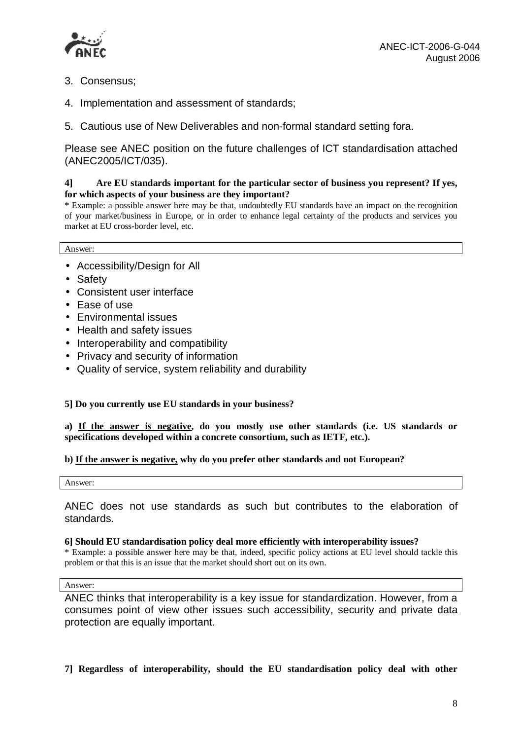3. Consensus;

4. Implementation and assessment of standards;

5. Cautious use of New Deliverables and non-formal standard setting fora.

Please see ANEC position on the future challenges of ICT standardisation attached (ANEC2005/ICT/035).

**4] Are EU standards important for the particular sector of business you represent? If yes, for which aspects of your business are they important?**

\* Example: a possible answer here may be that, undoubtedly EU standards have an impact on the recognition of your market/business in Europe, or in order to enhance legal certainty of the products and services you market at EU cross-border level, etc.

Answer:

- Accessibility/Design for All
- Safety
- Consistent user interface
- Ease of use
- Environmental issues
- Health and safety issues
- Interoperability and compatibility
- Privacy and security of information
- Quality of service, system reliability and durability

**5] Do you currently use EU standards in your business?**

**a) <u>If the answer is negative</u>, do you mostly use other standards (i.e. US standards or specifications developed within a concrete consortium, such as IETF, etc.).**

**b) <u>If the answer is negative,</u> why do you prefer other standards and not European?**

Answer:

ANEC does not use standards as such but contributes to the elaboration of standards.

**6] Should EU standardisation policy deal more efficiently with interoperability issues?**

\* Example: a possible answer here may be that, indeed, specific policy actions at EU level should tackle this problem or that this is an issue that the market should short out on its own.

Answer:

ANEC thinks that interoperability is a key issue for standardization. However, from a consumes point of view other issues such accessibility, security and private data protection are equally important.

**7] Regardless of interoperability, should the EU standardisation policy deal with other**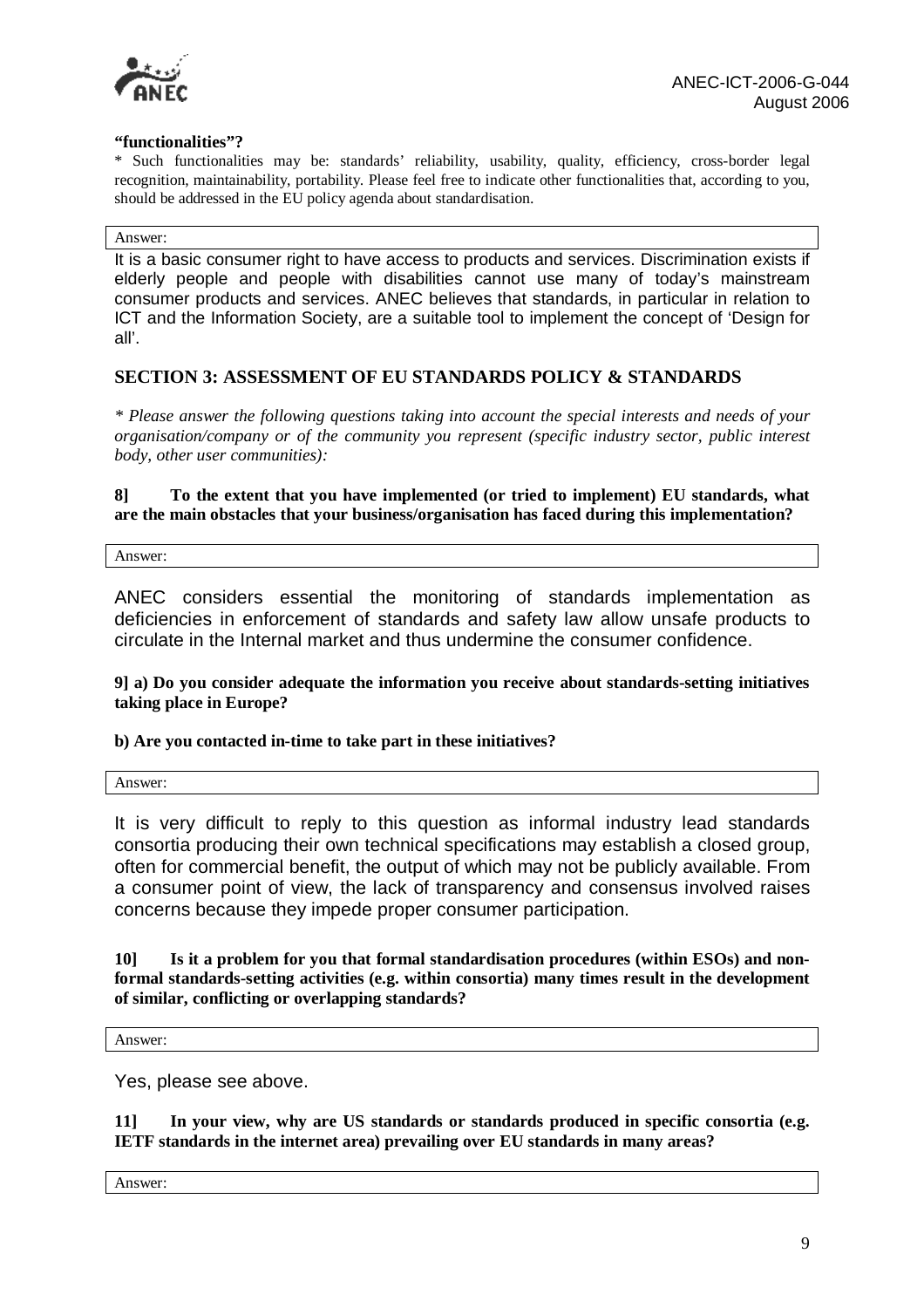**“functionalities”?**

* Such functionalities may be: standards’ reliability, usability, quality, efficiency, cross-border legal recognition, maintainability, portability. Please feel free to indicate other functionalities that, according to you, should be addressed in the EU policy agenda about standardisation.

Answer:

It is a basic consumer right to have access to products and services. Discrimination exists if elderly people and people with disabilities cannot use many of today’s mainstream consumer products and services. ANEC believes that standards, in particular in relation to ICT and the Information Society, are a suitable tool to implement the concept of ‘Design for all’.

## SECTION 3: ASSESSMENT OF EU STANDARDS POLICY & STANDARDS

*\* Please answer the following questions taking into account the special interests and needs of your organisation/company or of the community you represent (specific industry sector, public interest body, other user communities):*

**8] To the extent that you have implemented (or tried to implement) EU standards, what are the main obstacles that your business/organisation has faced during this implementation?**

Answer:

ANEC considers essential the monitoring of standards implementation as deficiencies in enforcement of standards and safety law allow unsafe products to circulate in the Internal market and thus undermine the consumer confidence.

**9] a) Do you consider adequate the information you receive about standards-setting initiatives taking place in Europe?**

**b) Are you contacted in-time to take part in these initiatives?**

Answer:

It is very difficult to reply to this question as informal industry lead standards consortia producing their own technical specifications may establish a closed group, often for commercial benefit, the output of which may not be publicly available. From a consumer point of view, the lack of transparency and consensus involved raises concerns because they impede proper consumer participation.

**10] Is it a problem for you that formal standardisation procedures (within ESOs) and non-formal standards-setting activities (e.g. within consortia) many times result in the development of similar, conflicting or overlapping standards?**

Answer:

Yes, please see above.

**11] In your view, why are US standards or standards produced in specific consortia (e.g. IETF standards in the internet area) prevailing over EU standards in many areas?**

Answer: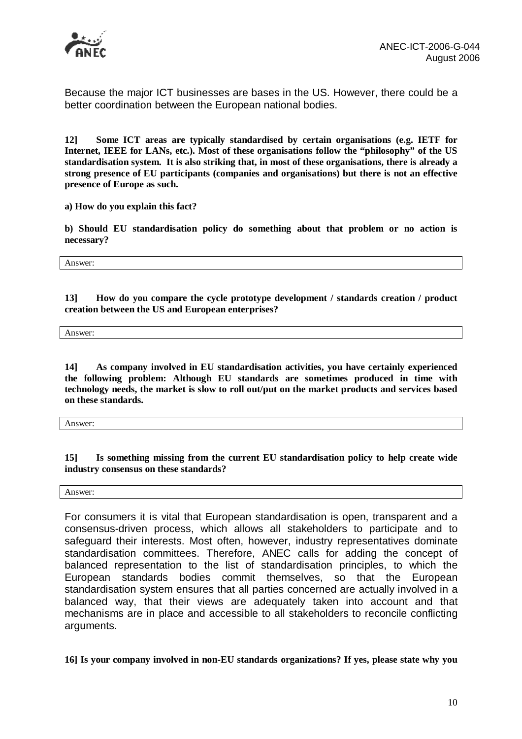Because the major ICT businesses are bases in the US. However, there could be a better coordination between the European national bodies.

**12] Some ICT areas are typically standardised by certain organisations (e.g. IETF for Internet, IEEE for LANs, etc.). Most of these organisations follow the "philosophy" of the US standardisation system. It is also striking that, in most of these organisations, there is already a strong presence of EU participants (companies and organisations) but there is not an effective presence of Europe as such.**

**a) How do you explain this fact?**

**b) Should EU standardisation policy do something about that problem or no action is necessary?**

| Answer: |
|---|

**13] How do you compare the cycle prototype development / standards creation / product creation between the US and European enterprises?**

| Answer: |
|---|

**14] As company involved in EU standardisation activities, you have certainly experienced the following problem: Although EU standards are sometimes produced in time with technology needs, the market is slow to roll out/put on the market products and services based on these standards.**

| Answer: |
|---|

**15] Is something missing from the current EU standardisation policy to help create wide industry consensus on these standards?**

| Answer: |
|---|

For consumers it is vital that European standardisation is open, transparent and a consensus-driven process, which allows all stakeholders to participate and to safeguard their interests. Most often, however, industry representatives dominate standardisation committees. Therefore, ANEC calls for adding the concept of balanced representation to the list of standardisation principles, to which the European standards bodies commit themselves, so that the European standardisation system ensures that all parties concerned are actually involved in a balanced way, that their views are adequately taken into account and that mechanisms are in place and accessible to all stakeholders to reconcile conflicting arguments.

**16] Is your company involved in non-EU standards organizations? If yes, please state why you**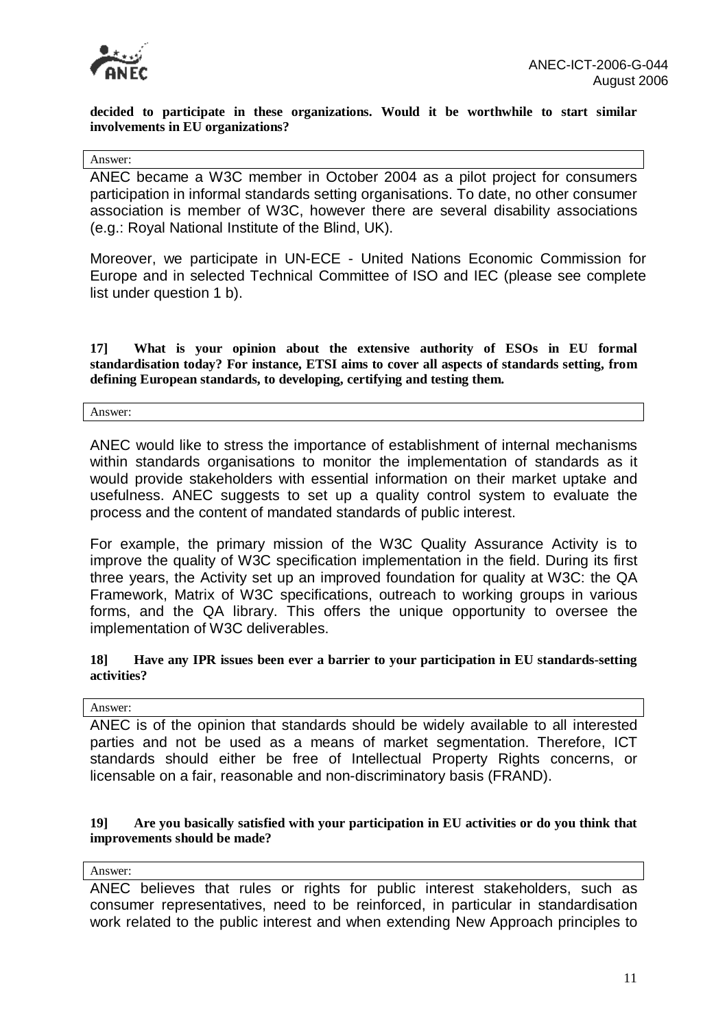**decided to participate in these organizations. Would it be worthwhile to start similar involvements in EU organizations?**

Answer:

ANEC became a W3C member in October 2004 as a pilot project for consumers participation in informal standards setting organisations. To date, no other consumer association is member of W3C, however there are several disability associations (e.g.: Royal National Institute of the Blind, UK).

Moreover, we participate in UN-ECE - United Nations Economic Commission for Europe and in selected Technical Committee of ISO and IEC (please see complete list under question 1 b).

**17] What is your opinion about the extensive authority of ESOs in EU formal standardisation today? For instance, ETSI aims to cover all aspects of standards setting, from defining European standards, to developing, certifying and testing them.**

Answer:

ANEC would like to stress the importance of establishment of internal mechanisms within standards organisations to monitor the implementation of standards as it would provide stakeholders with essential information on their market uptake and usefulness. ANEC suggests to set up a quality control system to evaluate the process and the content of mandated standards of public interest.

For example, the primary mission of the W3C Quality Assurance Activity is to improve the quality of W3C specification implementation in the field. During its first three years, the Activity set up an improved foundation for quality at W3C: the QA Framework, Matrix of W3C specifications, outreach to working groups in various forms, and the QA library. This offers the unique opportunity to oversee the implementation of W3C deliverables.

**18] Have any IPR issues been ever a barrier to your participation in EU standards-setting activities?**

Answer:

ANEC is of the opinion that standards should be widely available to all interested parties and not be used as a means of market segmentation. Therefore, ICT standards should either be free of Intellectual Property Rights concerns, or licensable on a fair, reasonable and non-discriminatory basis (FRAND).

**19] Are you basically satisfied with your participation in EU activities or do you think that improvements should be made?**

Answer:

ANEC believes that rules or rights for public interest stakeholders, such as consumer representatives, need to be reinforced, in particular in standardisation work related to the public interest and when extending New Approach principles to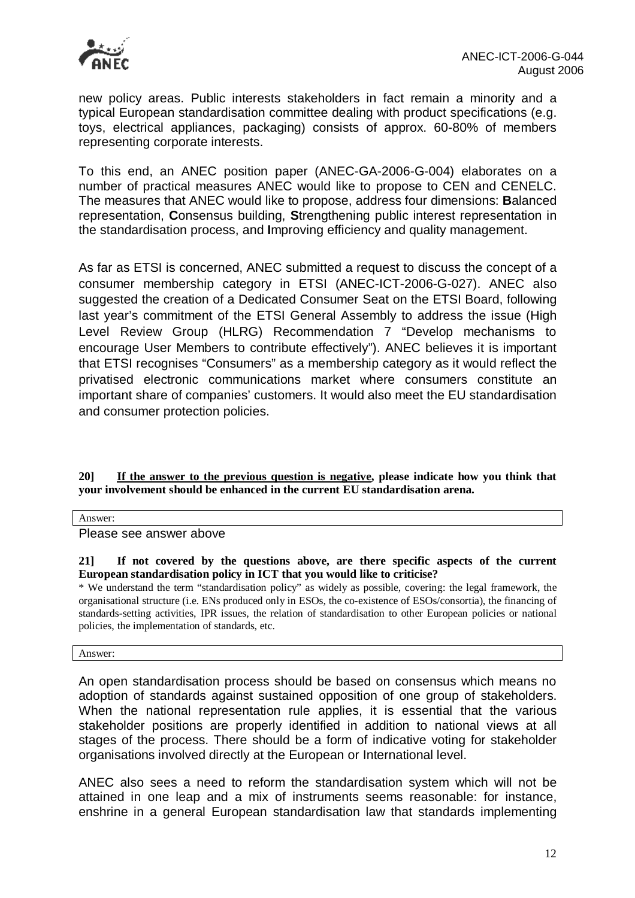new policy areas. Public interests stakeholders in fact remain a minority and a typical European standardisation committee dealing with product specifications (e.g. toys, electrical appliances, packaging) consists of approx. 60-80% of members representing corporate interests.

To this end, an ANEC position paper (ANEC-GA-2006-G-004) elaborates on a number of practical measures ANEC would like to propose to CEN and CENELC. The measures that ANEC would like to propose, address four dimensions: **B**alanced representation, **C**onsensus building, **S**trengthening public interest representation in the standardisation process, and **I**mproving efficiency and quality management.

As far as ETSI is concerned, ANEC submitted a request to discuss the concept of a consumer membership category in ETSI (ANEC-ICT-2006-G-027). ANEC also suggested the creation of a Dedicated Consumer Seat on the ETSI Board, following last year's commitment of the ETSI General Assembly to address the issue (High Level Review Group (HLRG) Recommendation 7 "Develop mechanisms to encourage User Members to contribute effectively"). ANEC believes it is important that ETSI recognises "Consumers" as a membership category as it would reflect the privatised electronic communications market where consumers constitute an important share of companies' customers. It would also meet the EU standardisation and consumer protection policies.

**20] <u>If the answer to the previous question is negative</u>, please indicate how you think that your involvement should be enhanced in the current EU standardisation arena.**

Answer:

Please see answer above

**21] If not covered by the questions above, are there specific aspects of the current European standardisation policy in ICT that you would like to criticise?**

\* We understand the term "standardisation policy" as widely as possible, covering: the legal framework, the organisational structure (i.e. ENs produced only in ESOs, the co-existence of ESOs/consortia), the financing of standards-setting activities, IPR issues, the relation of standardisation to other European policies or national policies, the implementation of standards, etc.

Answer:

An open standardisation process should be based on consensus which means no adoption of standards against sustained opposition of one group of stakeholders. When the national representation rule applies, it is essential that the various stakeholder positions are properly identified in addition to national views at all stages of the process. There should be a form of indicative voting for stakeholder organisations involved directly at the European or International level.

ANEC also sees a need to reform the standardisation system which will not be attained in one leap and a mix of instruments seems reasonable: for instance, enshrine in a general European standardisation law that standards implementing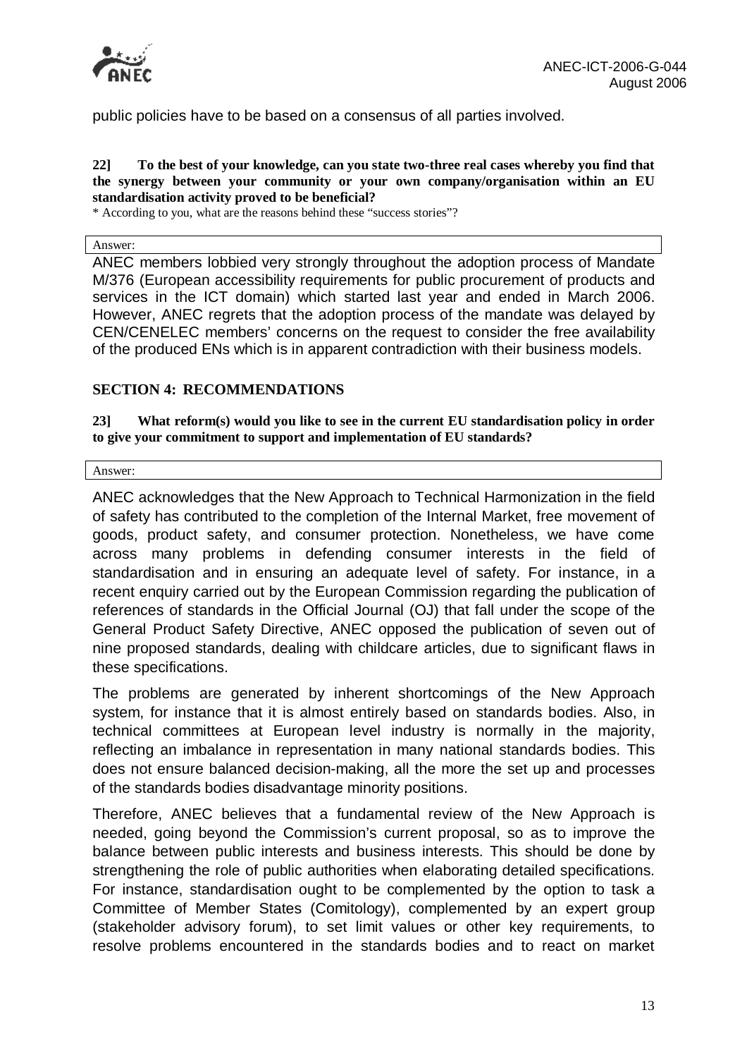public policies have to be based on a consensus of all parties involved.

**22] To the best of your knowledge, can you state two-three real cases whereby you find that the synergy between your community or your own company/organisation within an EU standardisation activity proved to be beneficial?**

* According to you, what are the reasons behind these "success stories"?

Answer:

ANEC members lobbied very strongly throughout the adoption process of Mandate M/376 (European accessibility requirements for public procurement of products and services in the ICT domain) which started last year and ended in March 2006. However, ANEC regrets that the adoption process of the mandate was delayed by CEN/CENELEC members' concerns on the request to consider the free availability of the produced ENs which is in apparent contradiction with their business models.

## SECTION 4: RECOMMENDATIONS

**23] What reform(s) would you like to see in the current EU standardisation policy in order to give your commitment to support and implementation of EU standards?**

Answer:

ANEC acknowledges that the New Approach to Technical Harmonization in the field of safety has contributed to the completion of the Internal Market, free movement of goods, product safety, and consumer protection. Nonetheless, we have come across many problems in defending consumer interests in the field of standardisation and in ensuring an adequate level of safety. For instance, in a recent enquiry carried out by the European Commission regarding the publication of references of standards in the Official Journal (OJ) that fall under the scope of the General Product Safety Directive, ANEC opposed the publication of seven out of nine proposed standards, dealing with childcare articles, due to significant flaws in these specifications.

The problems are generated by inherent shortcomings of the New Approach system, for instance that it is almost entirely based on standards bodies. Also, in technical committees at European level industry is normally in the majority, reflecting an imbalance in representation in many national standards bodies. This does not ensure balanced decision-making, all the more the set up and processes of the standards bodies disadvantage minority positions.

Therefore, ANEC believes that a fundamental review of the New Approach is needed, going beyond the Commission's current proposal, so as to improve the balance between public interests and business interests. This should be done by strengthening the role of public authorities when elaborating detailed specifications. For instance, standardisation ought to be complemented by the option to task a Committee of Member States (Comitology), complemented by an expert group (stakeholder advisory forum), to set limit values or other key requirements, to resolve problems encountered in the standards bodies and to react on market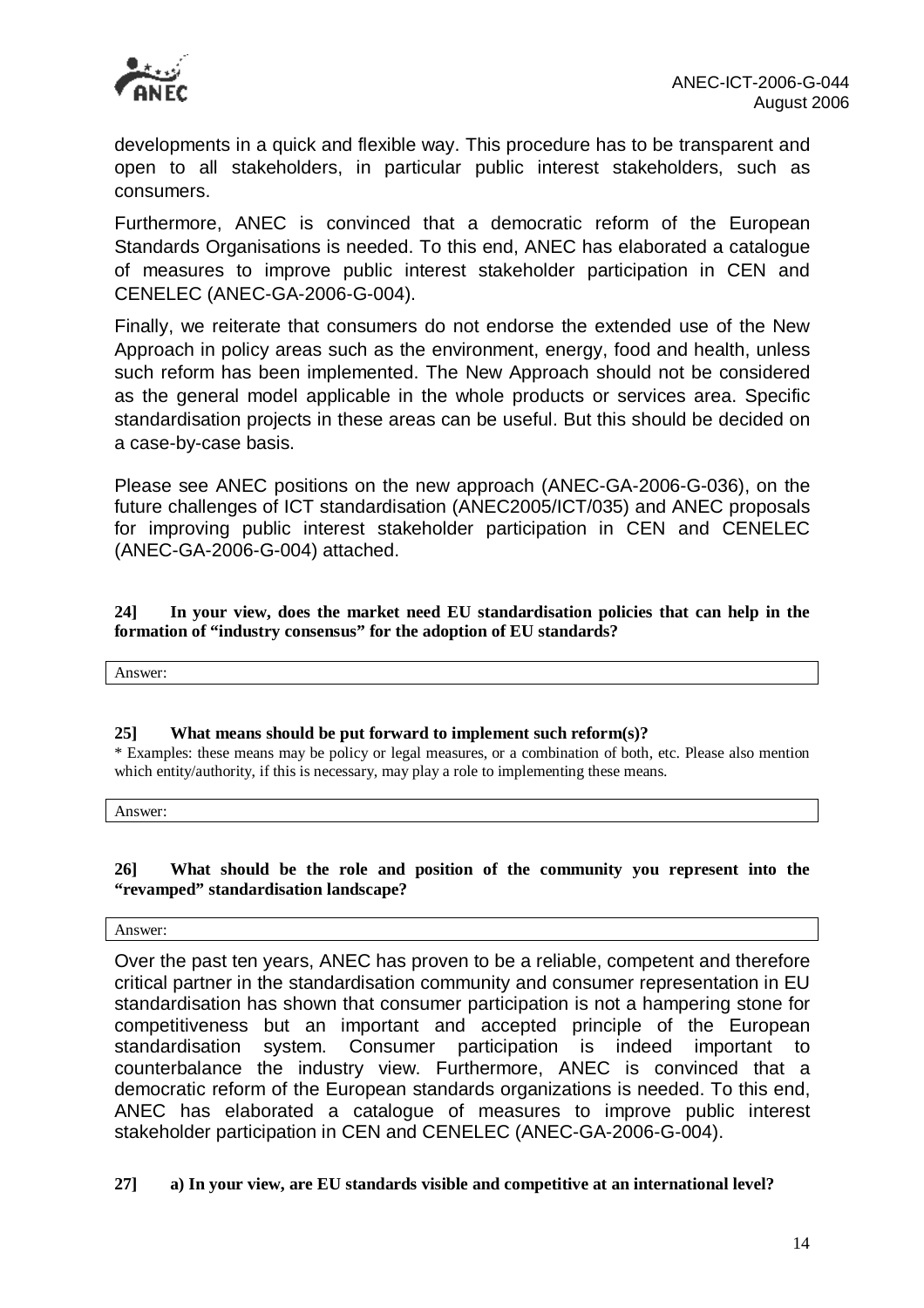developments in a quick and flexible way. This procedure has to be transparent and open to all stakeholders, in particular public interest stakeholders, such as consumers.

Furthermore, ANEC is convinced that a democratic reform of the European Standards Organisations is needed. To this end, ANEC has elaborated a catalogue of measures to improve public interest stakeholder participation in CEN and CENELEC (ANEC-GA-2006-G-004).

Finally, we reiterate that consumers do not endorse the extended use of the New Approach in policy areas such as the environment, energy, food and health, unless such reform has been implemented. The New Approach should not be considered as the general model applicable in the whole products or services area. Specific standardisation projects in these areas can be useful. But this should be decided on a case-by-case basis.

Please see ANEC positions on the new approach (ANEC-GA-2006-G-036), on the future challenges of ICT standardisation (ANEC2005/ICT/035) and ANEC proposals for improving public interest stakeholder participation in CEN and CENELEC (ANEC-GA-2006-G-004) attached.

**24] In your view, does the market need EU standardisation policies that can help in the formation of "industry consensus" for the adoption of EU standards?**

Answer:

**25] What means should be put forward to implement such reform(s)?**

\* Examples: these means may be policy or legal measures, or a combination of both, etc. Please also mention which entity/authority, if this is necessary, may play a role to implementing these means.

Answer:

**26] What should be the role and position of the community you represent into the "revamped" standardisation landscape?**

Answer:

Over the past ten years, ANEC has proven to be a reliable, competent and therefore critical partner in the standardisation community and consumer representation in EU standardisation has shown that consumer participation is not a hampering stone for competitiveness but an important and accepted principle of the European standardisation system. Consumer participation is indeed important to counterbalance the industry view. Furthermore, ANEC is convinced that a democratic reform of the European standards organizations is needed. To this end, ANEC has elaborated a catalogue of measures to improve public interest stakeholder participation in CEN and CENELEC (ANEC-GA-2006-G-004).

**27] a) In your view, are EU standards visible and competitive at an international level?**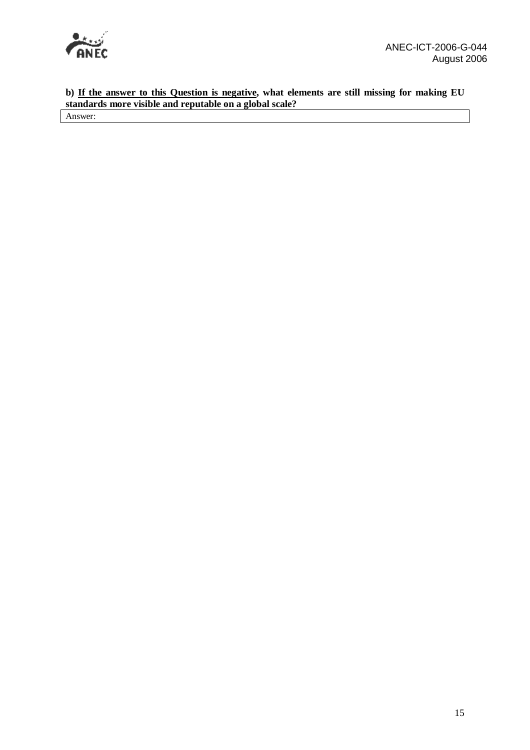**b) <u>If the answer to this Question is negative</u>, what elements are still missing for making EU standards more visible and reputable on a global scale?**

| Answer: |
|---|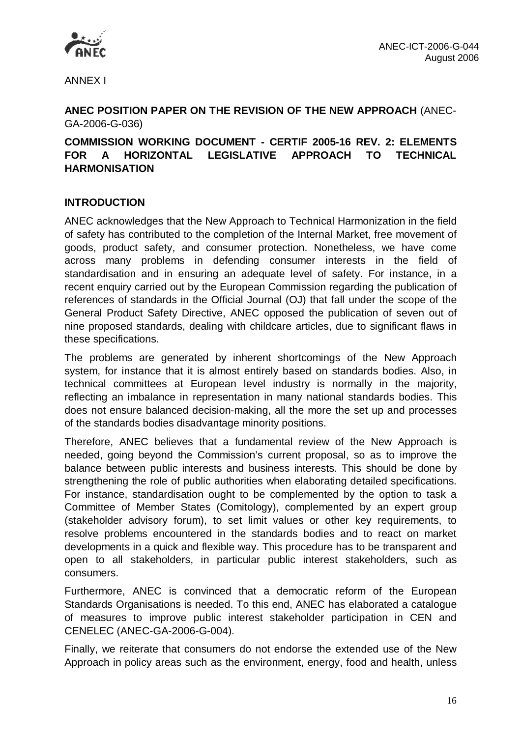ANNEX I

**ANEC POSITION PAPER ON THE REVISION OF THE NEW APPROACH** (ANEC-GA-2006-G-036)

**COMMISSION WORKING DOCUMENT - CERTIF 2005-16 REV. 2: ELEMENTS FOR A HORIZONTAL LEGISLATIVE APPROACH TO TECHNICAL HARMONISATION**

## INTRODUCTION

ANEC acknowledges that the New Approach to Technical Harmonization in the field of safety has contributed to the completion of the Internal Market, free movement of goods, product safety, and consumer protection. Nonetheless, we have come across many problems in defending consumer interests in the field of standardisation and in ensuring an adequate level of safety. For instance, in a recent enquiry carried out by the European Commission regarding the publication of references of standards in the Official Journal (OJ) that fall under the scope of the General Product Safety Directive, ANEC opposed the publication of seven out of nine proposed standards, dealing with childcare articles, due to significant flaws in these specifications.

The problems are generated by inherent shortcomings of the New Approach system, for instance that it is almost entirely based on standards bodies. Also, in technical committees at European level industry is normally in the majority, reflecting an imbalance in representation in many national standards bodies. This does not ensure balanced decision-making, all the more the set up and processes of the standards bodies disadvantage minority positions.

Therefore, ANEC believes that a fundamental review of the New Approach is needed, going beyond the Commission's current proposal, so as to improve the balance between public interests and business interests. This should be done by strengthening the role of public authorities when elaborating detailed specifications. For instance, standardisation ought to be complemented by the option to task a Committee of Member States (Comitology), complemented by an expert group (stakeholder advisory forum), to set limit values or other key requirements, to resolve problems encountered in the standards bodies and to react on market developments in a quick and flexible way. This procedure has to be transparent and open to all stakeholders, in particular public interest stakeholders, such as consumers.

Furthermore, ANEC is convinced that a democratic reform of the European Standards Organisations is needed. To this end, ANEC has elaborated a catalogue of measures to improve public interest stakeholder participation in CEN and CENELEC (ANEC-GA-2006-G-004).

Finally, we reiterate that consumers do not endorse the extended use of the New Approach in policy areas such as the environment, energy, food and health, unless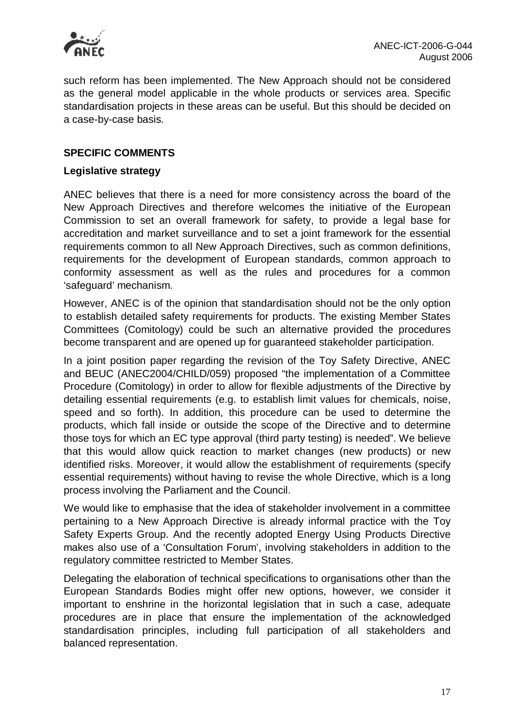such reform has been implemented. The New Approach should not be considered as the general model applicable in the whole products or services area. Specific standardisation projects in these areas can be useful. But this should be decided on a case-by-case basis.

## SPECIFIC COMMENTS

### Legislative strategy

ANEC believes that there is a need for more consistency across the board of the New Approach Directives and therefore welcomes the initiative of the European Commission to set an overall framework for safety, to provide a legal base for accreditation and market surveillance and to set a joint framework for the essential requirements common to all New Approach Directives, such as common definitions, requirements for the development of European standards, common approach to conformity assessment as well as the rules and procedures for a common 'safeguard' mechanism.

However, ANEC is of the opinion that standardisation should not be the only option to establish detailed safety requirements for products. The existing Member States Committees (Comitology) could be such an alternative provided the procedures become transparent and are opened up for guaranteed stakeholder participation.

In a joint position paper regarding the revision of the Toy Safety Directive, ANEC and BEUC (ANEC2004/CHILD/059) proposed "the implementation of a Committee Procedure (Comitology) in order to allow for flexible adjustments of the Directive by detailing essential requirements (e.g. to establish limit values for chemicals, noise, speed and so forth). In addition, this procedure can be used to determine the products, which fall inside or outside the scope of the Directive and to determine those toys for which an EC type approval (third party testing) is needed". We believe that this would allow quick reaction to market changes (new products) or new identified risks. Moreover, it would allow the establishment of requirements (specify essential requirements) without having to revise the whole Directive, which is a long process involving the Parliament and the Council.

We would like to emphasise that the idea of stakeholder involvement in a committee pertaining to a New Approach Directive is already informal practice with the Toy Safety Experts Group. And the recently adopted Energy Using Products Directive makes also use of a 'Consultation Forum', involving stakeholders in addition to the regulatory committee restricted to Member States.

Delegating the elaboration of technical specifications to organisations other than the European Standards Bodies might offer new options, however, we consider it important to enshrine in the horizontal legislation that in such a case, adequate procedures are in place that ensure the implementation of the acknowledged standardisation principles, including full participation of all stakeholders and balanced representation.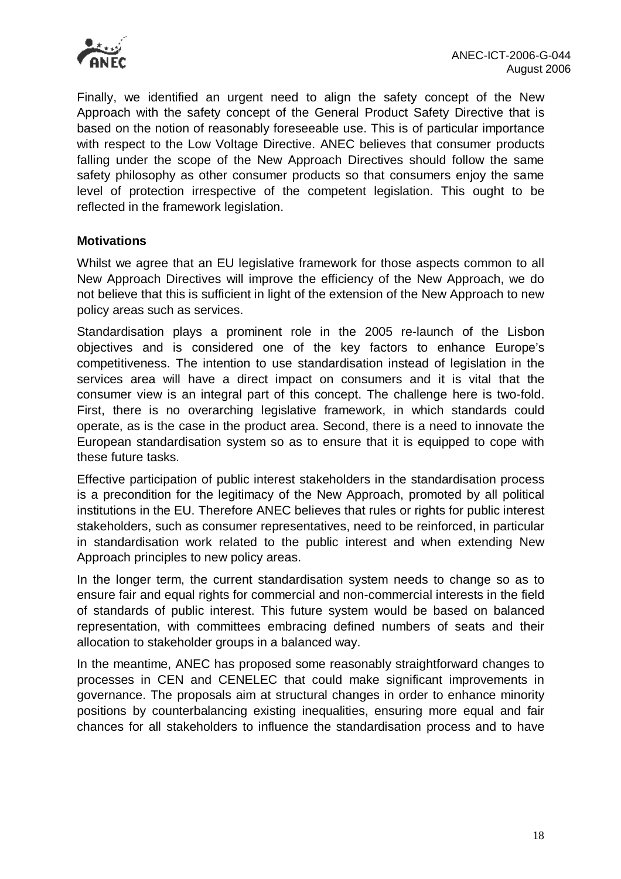Finally, we identified an urgent need to align the safety concept of the New Approach with the safety concept of the General Product Safety Directive that is based on the notion of reasonably foreseeable use. This is of particular importance with respect to the Low Voltage Directive. ANEC believes that consumer products falling under the scope of the New Approach Directives should follow the same safety philosophy as other consumer products so that consumers enjoy the same level of protection irrespective of the competent legislation. This ought to be reflected in the framework legislation.

**Motivations**

Whilst we agree that an EU legislative framework for those aspects common to all New Approach Directives will improve the efficiency of the New Approach, we do not believe that this is sufficient in light of the extension of the New Approach to new policy areas such as services.

Standardisation plays a prominent role in the 2005 re-launch of the Lisbon objectives and is considered one of the key factors to enhance Europe's competitiveness. The intention to use standardisation instead of legislation in the services area will have a direct impact on consumers and it is vital that the consumer view is an integral part of this concept. The challenge here is two-fold. First, there is no overarching legislative framework, in which standards could operate, as is the case in the product area. Second, there is a need to innovate the European standardisation system so as to ensure that it is equipped to cope with these future tasks.

Effective participation of public interest stakeholders in the standardisation process is a precondition for the legitimacy of the New Approach, promoted by all political institutions in the EU. Therefore ANEC believes that rules or rights for public interest stakeholders, such as consumer representatives, need to be reinforced, in particular in standardisation work related to the public interest and when extending New Approach principles to new policy areas.

In the longer term, the current standardisation system needs to change so as to ensure fair and equal rights for commercial and non-commercial interests in the field of standards of public interest. This future system would be based on balanced representation, with committees embracing defined numbers of seats and their allocation to stakeholder groups in a balanced way.

In the meantime, ANEC has proposed some reasonably straightforward changes to processes in CEN and CENELEC that could make significant improvements in governance. The proposals aim at structural changes in order to enhance minority positions by counterbalancing existing inequalities, ensuring more equal and fair chances for all stakeholders to influence the standardisation process and to have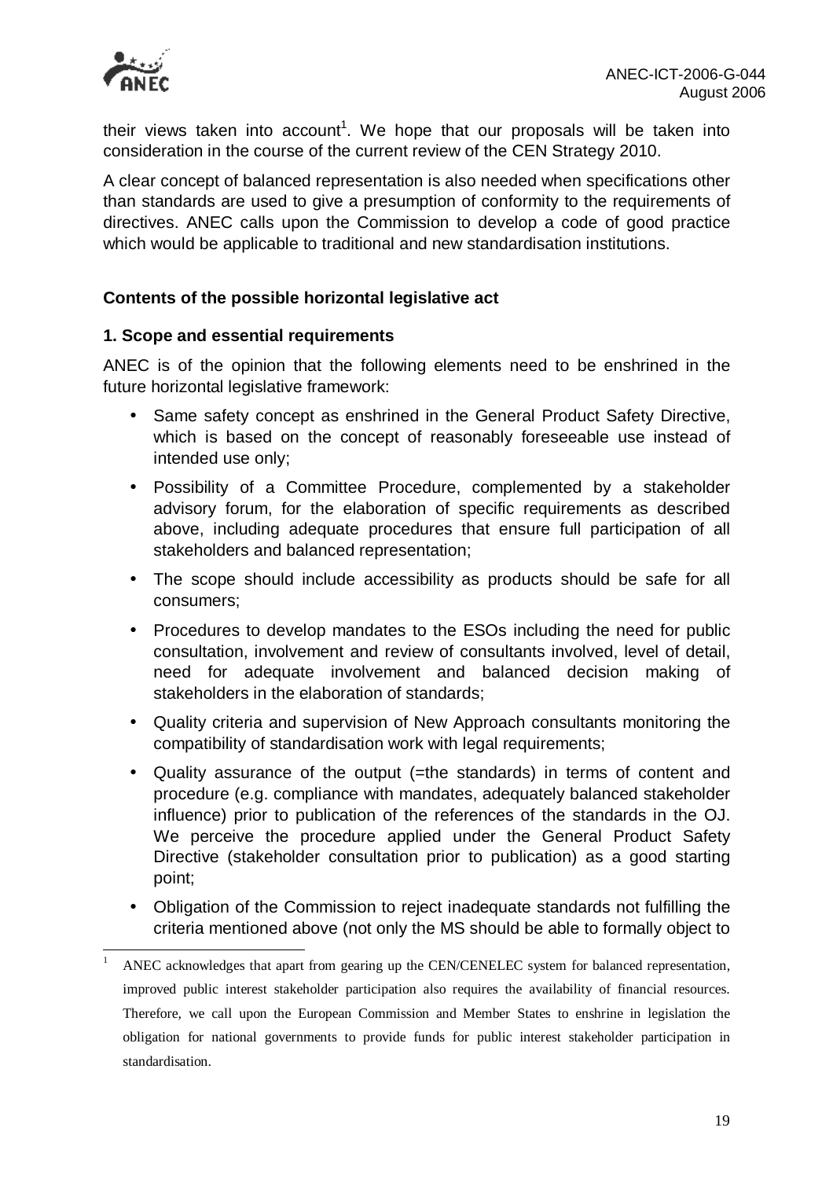their views taken into account[1]. We hope that our proposals will be taken into consideration in the course of the current review of the CEN Strategy 2010.

A clear concept of balanced representation is also needed when specifications other than standards are used to give a presumption of conformity to the requirements of directives. ANEC calls upon the Commission to develop a code of good practice which would be applicable to traditional and new standardisation institutions.

### Contents of the possible horizontal legislative act

#### 1. Scope and essential requirements

ANEC is of the opinion that the following elements need to be enshrined in the future horizontal legislative framework:

- Same safety concept as enshrined in the General Product Safety Directive, which is based on the concept of reasonably foreseeable use instead of intended use only;
- Possibility of a Committee Procedure, complemented by a stakeholder advisory forum, for the elaboration of specific requirements as described above, including adequate procedures that ensure full participation of all stakeholders and balanced representation;
- The scope should include accessibility as products should be safe for all consumers;
- Procedures to develop mandates to the ESOs including the need for public consultation, involvement and review of consultants involved, level of detail, need for adequate involvement and balanced decision making of stakeholders in the elaboration of standards;
- Quality criteria and supervision of New Approach consultants monitoring the compatibility of standardisation work with legal requirements;
- Quality assurance of the output (=the standards) in terms of content and procedure (e.g. compliance with mandates, adequately balanced stakeholder influence) prior to publication of the references of the standards in the OJ. We perceive the procedure applied under the General Product Safety Directive (stakeholder consultation prior to publication) as a good starting point;
- Obligation of the Commission to reject inadequate standards not fulfilling the criteria mentioned above (not only the MS should be able to formally object to

[1] ANEC acknowledges that apart from gearing up the CEN/CENELEC system for balanced representation, improved public interest stakeholder participation also requires the availability of financial resources. Therefore, we call upon the European Commission and Member States to enshrine in legislation the obligation for national governments to provide funds for public interest stakeholder participation in standardisation.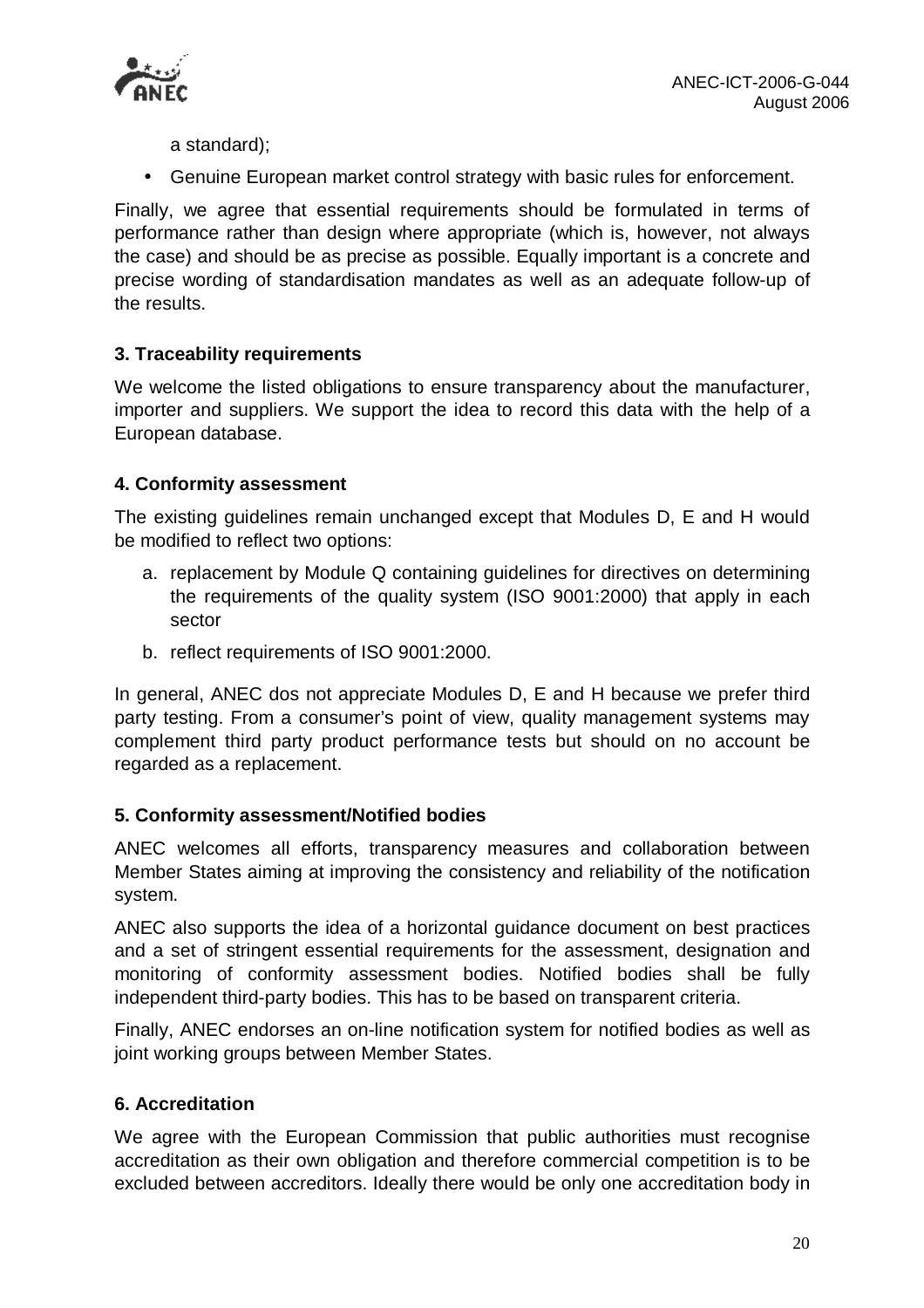a standard);

- Genuine European market control strategy with basic rules for enforcement.

Finally, we agree that essential requirements should be formulated in terms of performance rather than design where appropriate (which is, however, not always the case) and should be as precise as possible. Equally important is a concrete and precise wording of standardisation mandates as well as an adequate follow-up of the results.

### 3. Traceability requirements

We welcome the listed obligations to ensure transparency about the manufacturer, importer and suppliers. We support the idea to record this data with the help of a European database.

### 4. Conformity assessment

The existing guidelines remain unchanged except that Modules D, E and H would be modified to reflect two options:

a. replacement by Module Q containing guidelines for directives on determining the requirements of the quality system (ISO 9001:2000) that apply in each sector

b. reflect requirements of ISO 9001:2000.

In general, ANEC dos not appreciate Modules D, E and H because we prefer third party testing. From a consumer's point of view, quality management systems may complement third party product performance tests but should on no account be regarded as a replacement.

### 5. Conformity assessment/Notified bodies

ANEC welcomes all efforts, transparency measures and collaboration between Member States aiming at improving the consistency and reliability of the notification system.

ANEC also supports the idea of a horizontal guidance document on best practices and a set of stringent essential requirements for the assessment, designation and monitoring of conformity assessment bodies. Notified bodies shall be fully independent third-party bodies. This has to be based on transparent criteria.

Finally, ANEC endorses an on-line notification system for notified bodies as well as joint working groups between Member States.

### 6. Accreditation

We agree with the European Commission that public authorities must recognise accreditation as their own obligation and therefore commercial competition is to be excluded between accreditors. Ideally there would be only one accreditation body in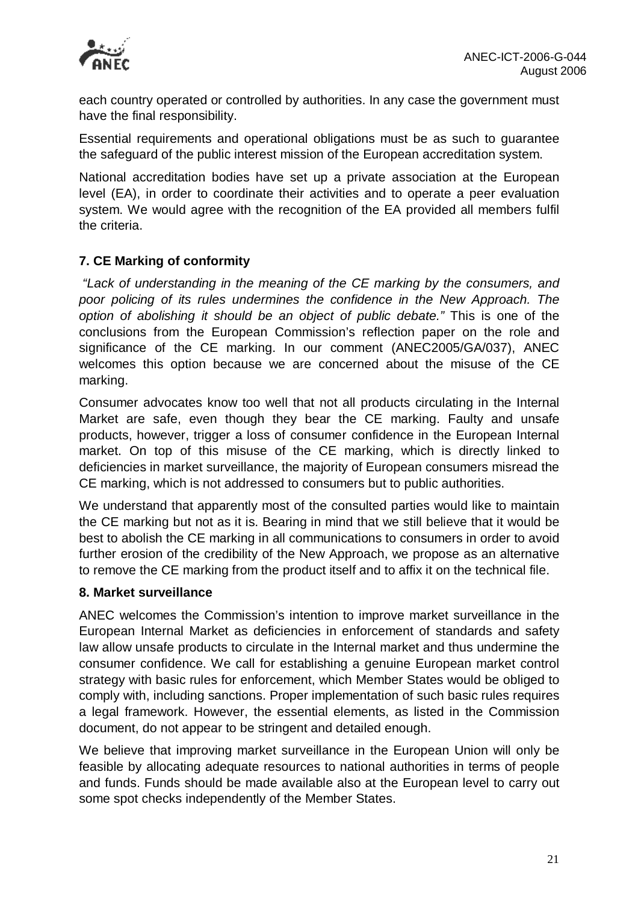each country operated or controlled by authorities. In any case the government must have the final responsibility.

Essential requirements and operational obligations must be as such to guarantee the safeguard of the public interest mission of the European accreditation system.

National accreditation bodies have set up a private association at the European level (EA), in order to coordinate their activities and to operate a peer evaluation system. We would agree with the recognition of the EA provided all members fulfil the criteria.

### 7. CE Marking of conformity

*"Lack of understanding in the meaning of the CE marking by the consumers, and poor policing of its rules undermines the confidence in the New Approach. The option of abolishing it should be an object of public debate."* This is one of the conclusions from the European Commission's reflection paper on the role and significance of the CE marking. In our comment (ANEC2005/GA/037), ANEC welcomes this option because we are concerned about the misuse of the CE marking.

Consumer advocates know too well that not all products circulating in the Internal Market are safe, even though they bear the CE marking. Faulty and unsafe products, however, trigger a loss of consumer confidence in the European Internal market. On top of this misuse of the CE marking, which is directly linked to deficiencies in market surveillance, the majority of European consumers misread the CE marking, which is not addressed to consumers but to public authorities.

We understand that apparently most of the consulted parties would like to maintain the CE marking but not as it is. Bearing in mind that we still believe that it would be best to abolish the CE marking in all communications to consumers in order to avoid further erosion of the credibility of the New Approach, we propose as an alternative to remove the CE marking from the product itself and to affix it on the technical file.

### 8. Market surveillance

ANEC welcomes the Commission's intention to improve market surveillance in the European Internal Market as deficiencies in enforcement of standards and safety law allow unsafe products to circulate in the Internal market and thus undermine the consumer confidence. We call for establishing a genuine European market control strategy with basic rules for enforcement, which Member States would be obliged to comply with, including sanctions. Proper implementation of such basic rules requires a legal framework. However, the essential elements, as listed in the Commission document, do not appear to be stringent and detailed enough.

We believe that improving market surveillance in the European Union will only be feasible by allocating adequate resources to national authorities in terms of people and funds. Funds should be made available also at the European level to carry out some spot checks independently of the Member States.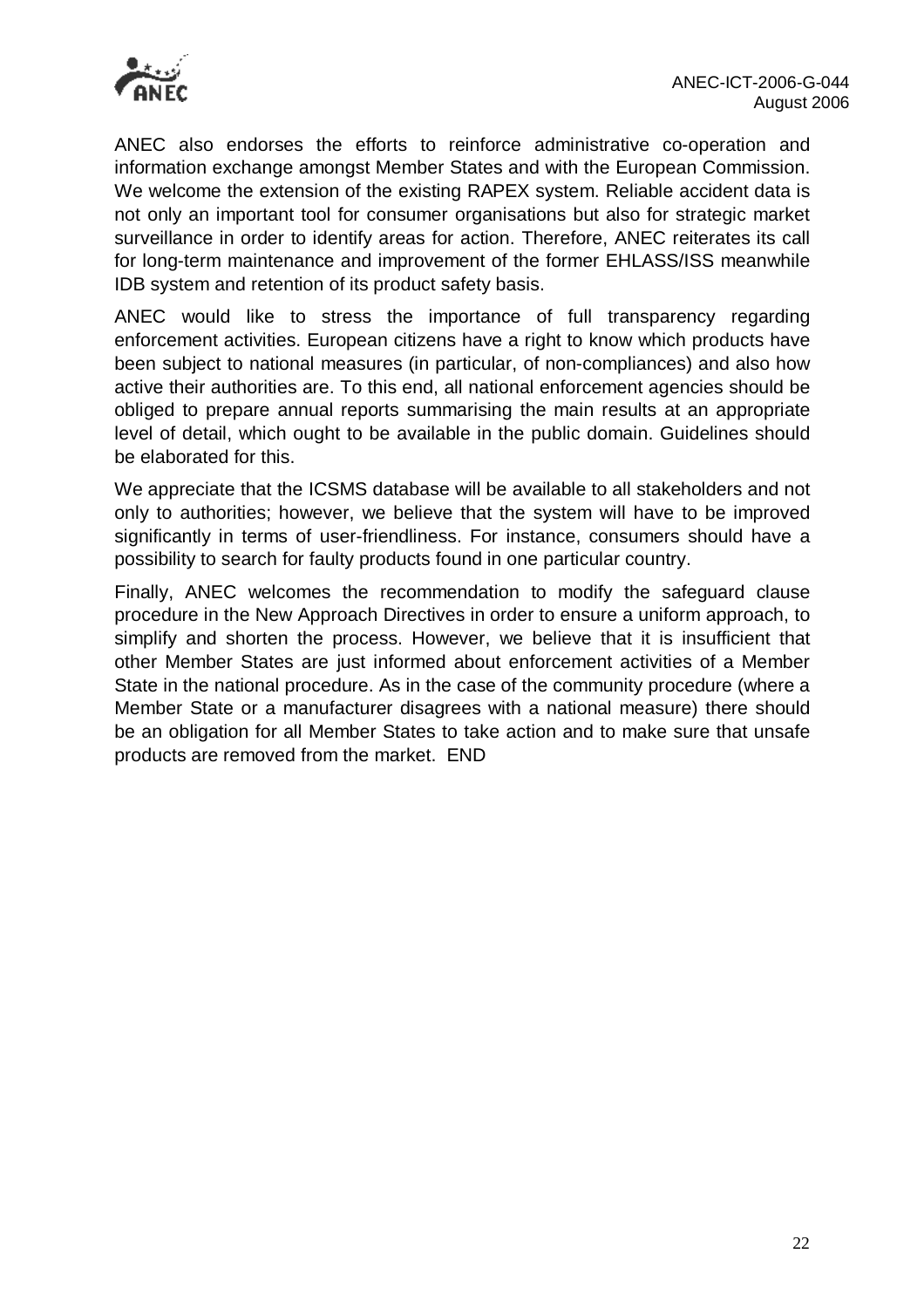ANEC also endorses the efforts to reinforce administrative co-operation and information exchange amongst Member States and with the European Commission. We welcome the extension of the existing RAPEX system. Reliable accident data is not only an important tool for consumer organisations but also for strategic market surveillance in order to identify areas for action. Therefore, ANEC reiterates its call for long-term maintenance and improvement of the former EHLASS/ISS meanwhile IDB system and retention of its product safety basis.

ANEC would like to stress the importance of full transparency regarding enforcement activities. European citizens have a right to know which products have been subject to national measures (in particular, of non-compliances) and also how active their authorities are. To this end, all national enforcement agencies should be obliged to prepare annual reports summarising the main results at an appropriate level of detail, which ought to be available in the public domain. Guidelines should be elaborated for this.

We appreciate that the ICSMS database will be available to all stakeholders and not only to authorities; however, we believe that the system will have to be improved significantly in terms of user-friendliness. For instance, consumers should have a possibility to search for faulty products found in one particular country.

Finally, ANEC welcomes the recommendation to modify the safeguard clause procedure in the New Approach Directives in order to ensure a uniform approach, to simplify and shorten the process. However, we believe that it is insufficient that other Member States are just informed about enforcement activities of a Member State in the national procedure. As in the case of the community procedure (where a Member State or a manufacturer disagrees with a national measure) there should be an obligation for all Member States to take action and to make sure that unsafe products are removed from the market. END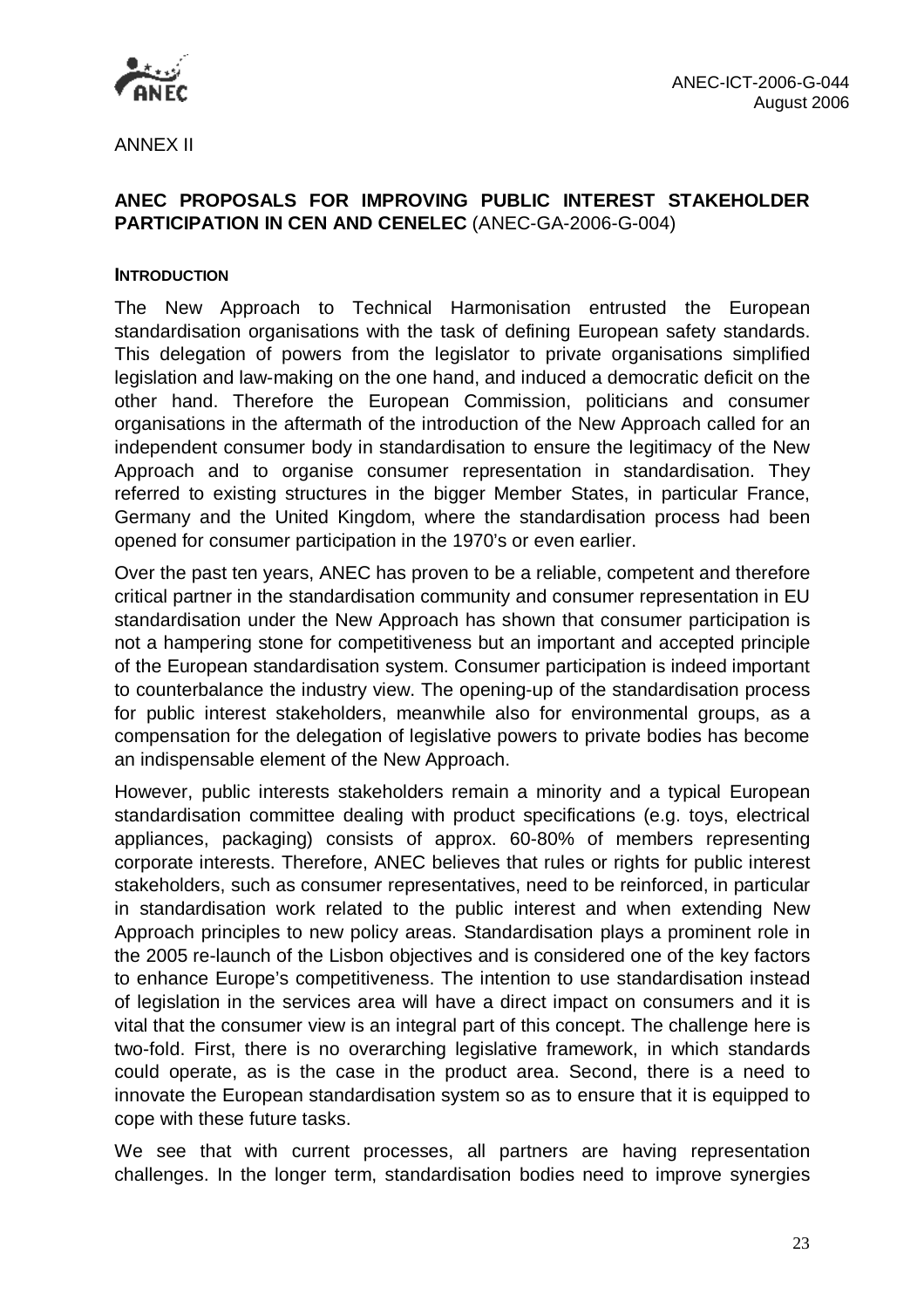ANEC-ICT-2006-G-044
August 2006

ANNEX II

**ANEC PROPOSALS FOR IMPROVING PUBLIC INTEREST STAKEHOLDER PARTICIPATION IN CEN AND CENELEC** (ANEC-GA-2006-G-004)

**INTRODUCTION**

The New Approach to Technical Harmonisation entrusted the European standardisation organisations with the task of defining European safety standards. This delegation of powers from the legislator to private organisations simplified legislation and law-making on the one hand, and induced a democratic deficit on the other hand. Therefore the European Commission, politicians and consumer organisations in the aftermath of the introduction of the New Approach called for an independent consumer body in standardisation to ensure the legitimacy of the New Approach and to organise consumer representation in standardisation. They referred to existing structures in the bigger Member States, in particular France, Germany and the United Kingdom, where the standardisation process had been opened for consumer participation in the 1970's or even earlier.

Over the past ten years, ANEC has proven to be a reliable, competent and therefore critical partner in the standardisation community and consumer representation in EU standardisation under the New Approach has shown that consumer participation is not a hampering stone for competitiveness but an important and accepted principle of the European standardisation system. Consumer participation is indeed important to counterbalance the industry view. The opening-up of the standardisation process for public interest stakeholders, meanwhile also for environmental groups, as a compensation for the delegation of legislative powers to private bodies has become an indispensable element of the New Approach.

However, public interests stakeholders remain a minority and a typical European standardisation committee dealing with product specifications (e.g. toys, electrical appliances, packaging) consists of approx. 60-80% of members representing corporate interests. Therefore, ANEC believes that rules or rights for public interest stakeholders, such as consumer representatives, need to be reinforced, in particular in standardisation work related to the public interest and when extending New Approach principles to new policy areas. Standardisation plays a prominent role in the 2005 re-launch of the Lisbon objectives and is considered one of the key factors to enhance Europe's competitiveness. The intention to use standardisation instead of legislation in the services area will have a direct impact on consumers and it is vital that the consumer view is an integral part of this concept. The challenge here is two-fold. First, there is no overarching legislative framework, in which standards could operate, as is the case in the product area. Second, there is a need to innovate the European standardisation system so as to ensure that it is equipped to cope with these future tasks.

We see that with current processes, all partners are having representation challenges. In the longer term, standardisation bodies need to improve synergies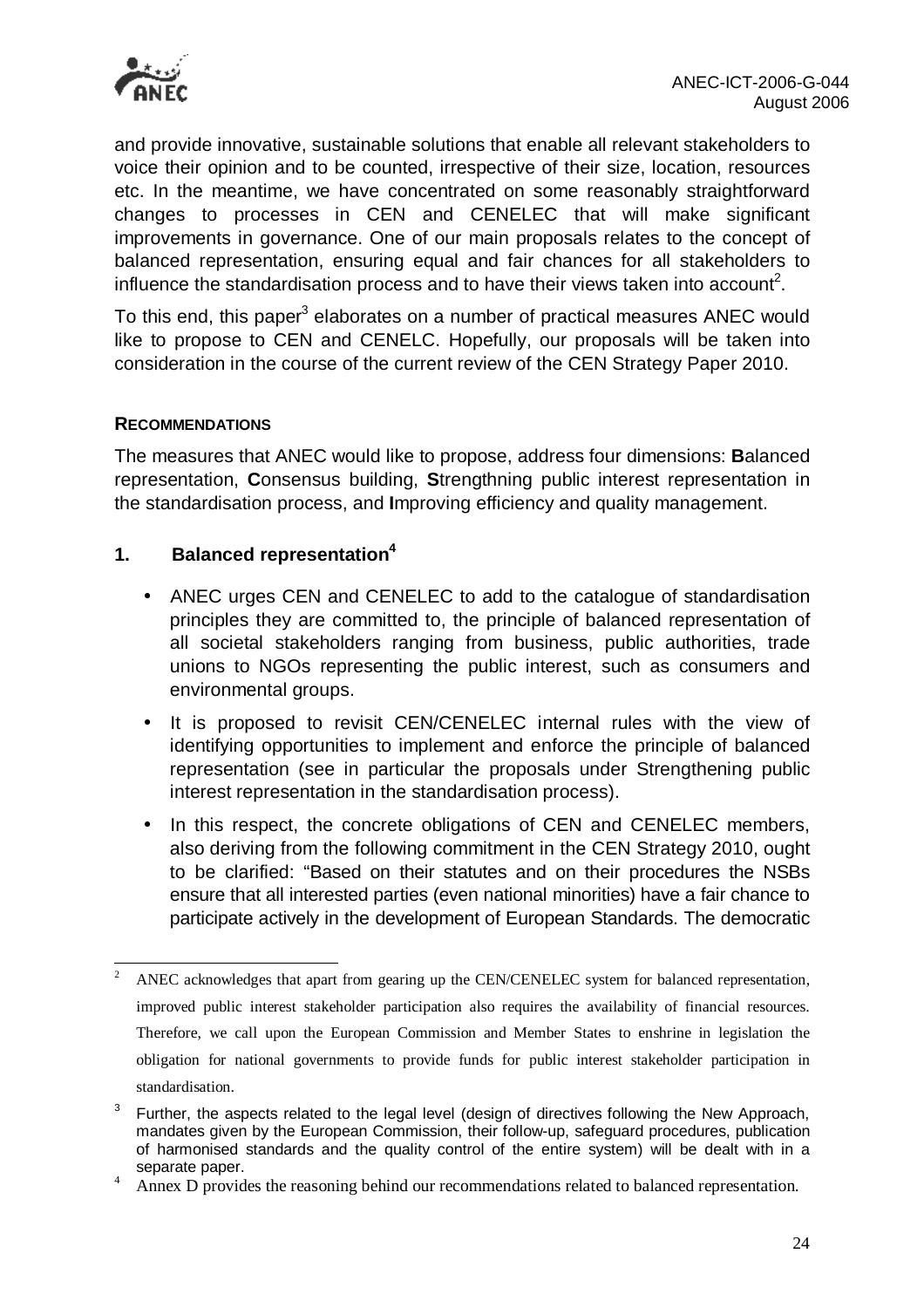and provide innovative, sustainable solutions that enable all relevant stakeholders to voice their opinion and to be counted, irrespective of their size, location, resources etc. In the meantime, we have concentrated on some reasonably straightforward changes to processes in CEN and CENELEC that will make significant improvements in governance. One of our main proposals relates to the concept of balanced representation, ensuring equal and fair chances for all stakeholders to influence the standardisation process and to have their views taken into account[2].

To this end, this paper[3] elaborates on a number of practical measures ANEC would like to propose to CEN and CENELC. Hopefully, our proposals will be taken into consideration in the course of the current review of the CEN Strategy Paper 2010.

**RECOMMENDATIONS**

The measures that ANEC would like to propose, address four dimensions: **B**alanced representation, **C**onsensus building, **S**trengthning public interest representation in the standardisation process, and **I**mproving efficiency and quality management.

## 1. Balanced representation[4]

- ANEC urges CEN and CENELEC to add to the catalogue of standardisation principles they are committed to, the principle of balanced representation of all societal stakeholders ranging from business, public authorities, trade unions to NGOs representing the public interest, such as consumers and environmental groups.
- It is proposed to revisit CEN/CENELEC internal rules with the view of identifying opportunities to implement and enforce the principle of balanced representation (see in particular the proposals under Strengthening public interest representation in the standardisation process).
- In this respect, the concrete obligations of CEN and CENELEC members, also deriving from the following commitment in the CEN Strategy 2010, ought to be clarified: "Based on their statutes and on their procedures the NSBs ensure that all interested parties (even national minorities) have a fair chance to participate actively in the development of European Standards. The democratic

---

[2] ANEC acknowledges that apart from gearing up the CEN/CENELEC system for balanced representation, improved public interest stakeholder participation also requires the availability of financial resources. Therefore, we call upon the European Commission and Member States to enshrine in legislation the obligation for national governments to provide funds for public interest stakeholder participation in standardisation.

[3] Further, the aspects related to the legal level (design of directives following the New Approach, mandates given by the European Commission, their follow-up, safeguard procedures, publication of harmonised standards and the quality control of the entire system) will be dealt with in a separate paper.

[4] Annex D provides the reasoning behind our recommendations related to balanced representation.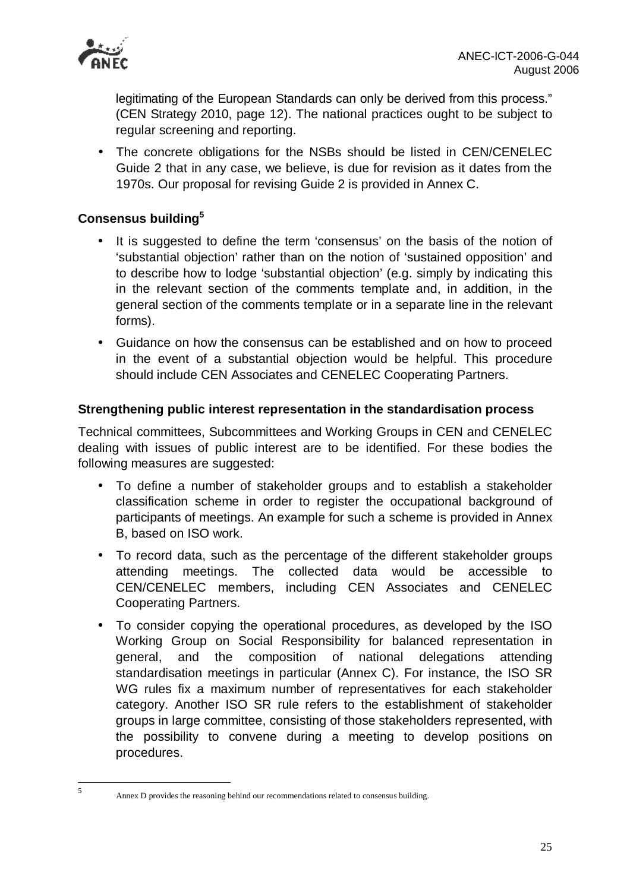legitimating of the European Standards can only be derived from this process." (CEN Strategy 2010, page 12). The national practices ought to be subject to regular screening and reporting.

- The concrete obligations for the NSBs should be listed in CEN/CENELEC Guide 2 that in any case, we believe, is due for revision as it dates from the 1970s. Our proposal for revising Guide 2 is provided in Annex C.

**Consensus building[5]**

- It is suggested to define the term 'consensus' on the basis of the notion of 'substantial objection' rather than on the notion of 'sustained opposition' and to describe how to lodge 'substantial objection' (e.g. simply by indicating this in the relevant section of the comments template and, in addition, in the general section of the comments template or in a separate line in the relevant forms).
- Guidance on how the consensus can be established and on how to proceed in the event of a substantial objection would be helpful. This procedure should include CEN Associates and CENELEC Cooperating Partners.

**Strengthening public interest representation in the standardisation process**

Technical committees, Subcommittees and Working Groups in CEN and CENELEC dealing with issues of public interest are to be identified. For these bodies the following measures are suggested:

- To define a number of stakeholder groups and to establish a stakeholder classification scheme in order to register the occupational background of participants of meetings. An example for such a scheme is provided in Annex B, based on ISO work.
- To record data, such as the percentage of the different stakeholder groups attending meetings. The collected data would be accessible to CEN/CENELEC members, including CEN Associates and CENELEC Cooperating Partners.
- To consider copying the operational procedures, as developed by the ISO Working Group on Social Responsibility for balanced representation in general, and the composition of national delegations attending standardisation meetings in particular (Annex C). For instance, the ISO SR WG rules fix a maximum number of representatives for each stakeholder category. Another ISO SR rule refers to the establishment of stakeholder groups in large committee, consisting of those stakeholders represented, with the possibility to convene during a meeting to develop positions on procedures.

[5] Annex D provides the reasoning behind our recommendations related to consensus building.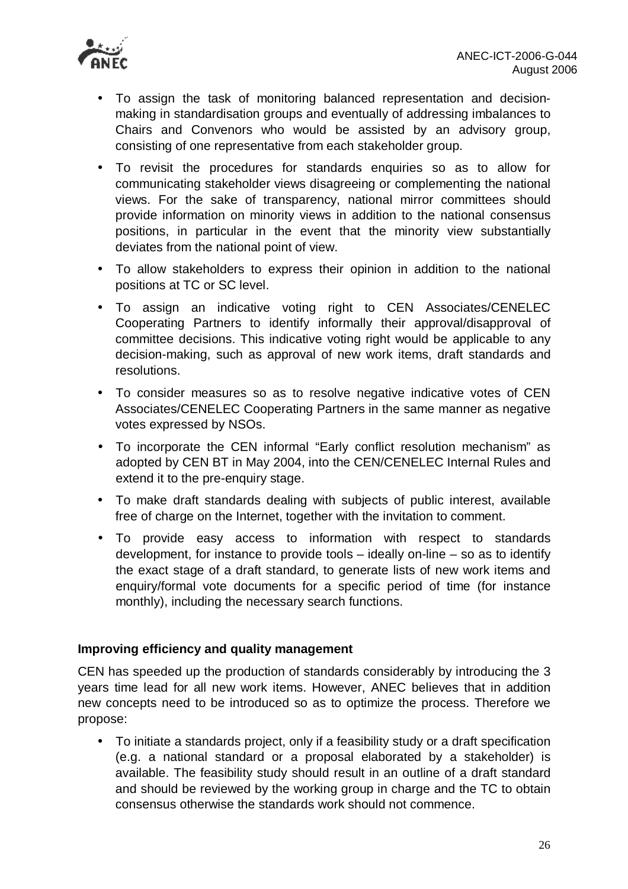- To assign the task of monitoring balanced representation and decision-making in standardisation groups and eventually of addressing imbalances to Chairs and Convenors who would be assisted by an advisory group, consisting of one representative from each stakeholder group.
- To revisit the procedures for standards enquiries so as to allow for communicating stakeholder views disagreeing or complementing the national views. For the sake of transparency, national mirror committees should provide information on minority views in addition to the national consensus positions, in particular in the event that the minority view substantially deviates from the national point of view.
- To allow stakeholders to express their opinion in addition to the national positions at TC or SC level.
- To assign an indicative voting right to CEN Associates/CENELEC Cooperating Partners to identify informally their approval/disapproval of committee decisions. This indicative voting right would be applicable to any decision-making, such as approval of new work items, draft standards and resolutions.
- To consider measures so as to resolve negative indicative votes of CEN Associates/CENELEC Cooperating Partners in the same manner as negative votes expressed by NSOs.
- To incorporate the CEN informal "Early conflict resolution mechanism" as adopted by CEN BT in May 2004, into the CEN/CENELEC Internal Rules and extend it to the pre-enquiry stage.
- To make draft standards dealing with subjects of public interest, available free of charge on the Internet, together with the invitation to comment.
- To provide easy access to information with respect to standards development, for instance to provide tools – ideally on-line – so as to identify the exact stage of a draft standard, to generate lists of new work items and enquiry/formal vote documents for a specific period of time (for instance monthly), including the necessary search functions.

**Improving efficiency and quality management**

CEN has speeded up the production of standards considerably by introducing the 3 years time lead for all new work items. However, ANEC believes that in addition new concepts need to be introduced so as to optimize the process. Therefore we propose:

- To initiate a standards project, only if a feasibility study or a draft specification (e.g. a national standard or a proposal elaborated by a stakeholder) is available. The feasibility study should result in an outline of a draft standard and should be reviewed by the working group in charge and the TC to obtain consensus otherwise the standards work should not commence.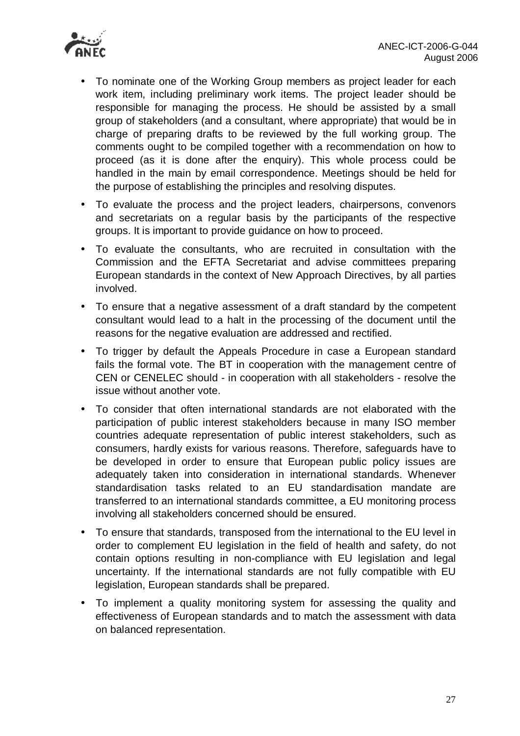- To nominate one of the Working Group members as project leader for each work item, including preliminary work items. The project leader should be responsible for managing the process. He should be assisted by a small group of stakeholders (and a consultant, where appropriate) that would be in charge of preparing drafts to be reviewed by the full working group. The comments ought to be compiled together with a recommendation on how to proceed (as it is done after the enquiry). This whole process could be handled in the main by email correspondence. Meetings should be held for the purpose of establishing the principles and resolving disputes.
- To evaluate the process and the project leaders, chairpersons, convenors and secretariats on a regular basis by the participants of the respective groups. It is important to provide guidance on how to proceed.
- To evaluate the consultants, who are recruited in consultation with the Commission and the EFTA Secretariat and advise committees preparing European standards in the context of New Approach Directives, by all parties involved.
- To ensure that a negative assessment of a draft standard by the competent consultant would lead to a halt in the processing of the document until the reasons for the negative evaluation are addressed and rectified.
- To trigger by default the Appeals Procedure in case a European standard fails the formal vote. The BT in cooperation with the management centre of CEN or CENELEC should - in cooperation with all stakeholders - resolve the issue without another vote.
- To consider that often international standards are not elaborated with the participation of public interest stakeholders because in many ISO member countries adequate representation of public interest stakeholders, such as consumers, hardly exists for various reasons. Therefore, safeguards have to be developed in order to ensure that European public policy issues are adequately taken into consideration in international standards. Whenever standardisation tasks related to an EU standardisation mandate are transferred to an international standards committee, a EU monitoring process involving all stakeholders concerned should be ensured.
- To ensure that standards, transposed from the international to the EU level in order to complement EU legislation in the field of health and safety, do not contain options resulting in non-compliance with EU legislation and legal uncertainty. If the international standards are not fully compatible with EU legislation, European standards shall be prepared.
- To implement a quality monitoring system for assessing the quality and effectiveness of European standards and to match the assessment with data on balanced representation.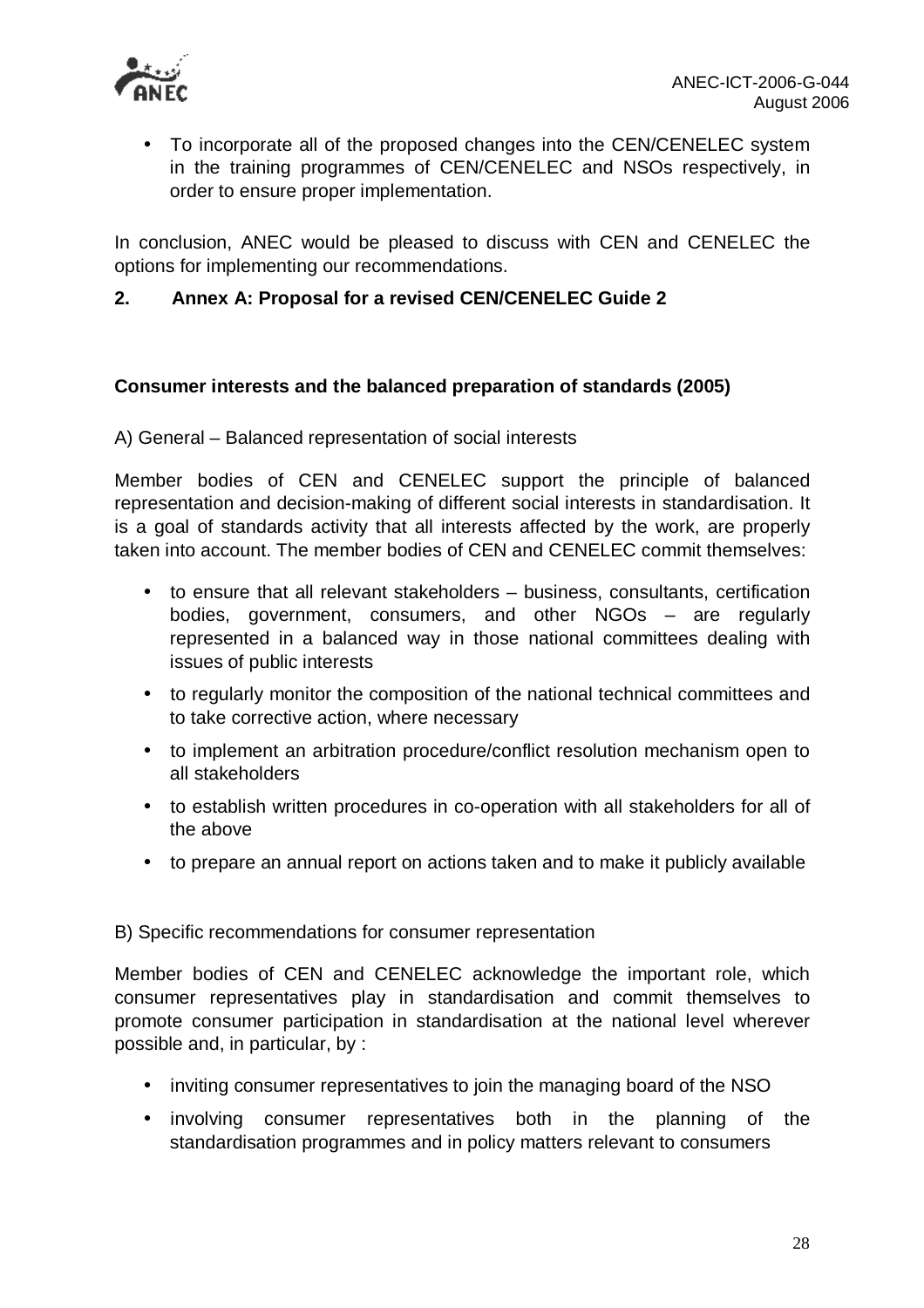- To incorporate all of the proposed changes into the CEN/CENELEC system in the training programmes of CEN/CENELEC and NSOs respectively, in order to ensure proper implementation.

In conclusion, ANEC would be pleased to discuss with CEN and CENELEC the options for implementing our recommendations.

## 2. Annex A: Proposal for a revised CEN/CENELEC Guide 2

### Consumer interests and the balanced preparation of standards (2005)

A) General – Balanced representation of social interests

Member bodies of CEN and CENELEC support the principle of balanced representation and decision-making of different social interests in standardisation. It is a goal of standards activity that all interests affected by the work, are properly taken into account. The member bodies of CEN and CENELEC commit themselves:

- to ensure that all relevant stakeholders – business, consultants, certification bodies, government, consumers, and other NGOs – are regularly represented in a balanced way in those national committees dealing with issues of public interests
- to regularly monitor the composition of the national technical committees and to take corrective action, where necessary
- to implement an arbitration procedure/conflict resolution mechanism open to all stakeholders
- to establish written procedures in co-operation with all stakeholders for all of the above
- to prepare an annual report on actions taken and to make it publicly available

B) Specific recommendations for consumer representation

Member bodies of CEN and CENELEC acknowledge the important role, which consumer representatives play in standardisation and commit themselves to promote consumer participation in standardisation at the national level wherever possible and, in particular, by :

- inviting consumer representatives to join the managing board of the NSO
- involving consumer representatives both in the planning of the standardisation programmes and in policy matters relevant to consumers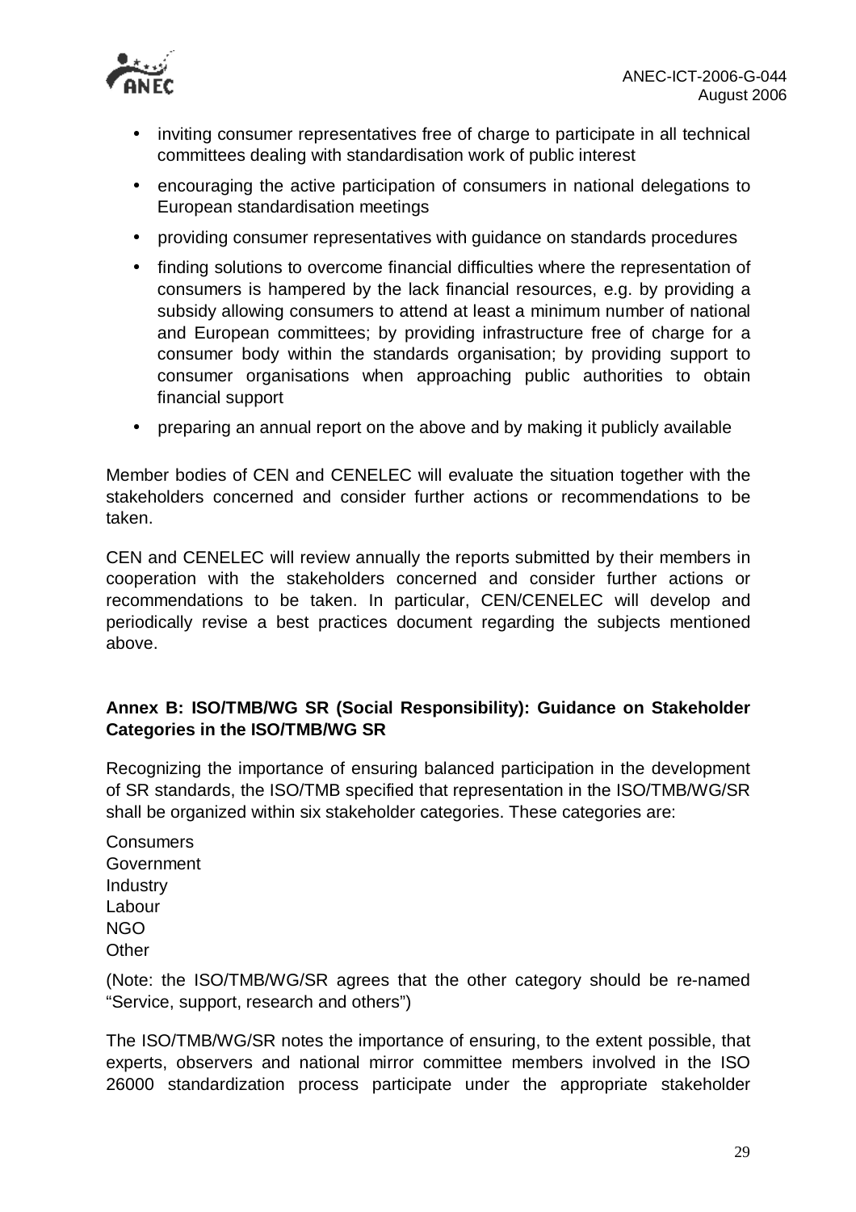- inviting consumer representatives free of charge to participate in all technical committees dealing with standardisation work of public interest
- encouraging the active participation of consumers in national delegations to European standardisation meetings
- providing consumer representatives with guidance on standards procedures
- finding solutions to overcome financial difficulties where the representation of consumers is hampered by the lack financial resources, e.g. by providing a subsidy allowing consumers to attend at least a minimum number of national and European committees; by providing infrastructure free of charge for a consumer body within the standards organisation; by providing support to consumer organisations when approaching public authorities to obtain financial support
- preparing an annual report on the above and by making it publicly available

Member bodies of CEN and CENELEC will evaluate the situation together with the stakeholders concerned and consider further actions or recommendations to be taken.

CEN and CENELEC will review annually the reports submitted by their members in cooperation with the stakeholders concerned and consider further actions or recommendations to be taken. In particular, CEN/CENELEC will develop and periodically revise a best practices document regarding the subjects mentioned above.

**Annex B: ISO/TMB/WG SR (Social Responsibility): Guidance on Stakeholder Categories in the ISO/TMB/WG SR**

Recognizing the importance of ensuring balanced participation in the development of SR standards, the ISO/TMB specified that representation in the ISO/TMB/WG/SR shall be organized within six stakeholder categories. These categories are:

Consumers
Government
Industry
Labour
NGO
Other

(Note: the ISO/TMB/WG/SR agrees that the other category should be re-named "Service, support, research and others")

The ISO/TMB/WG/SR notes the importance of ensuring, to the extent possible, that experts, observers and national mirror committee members involved in the ISO 26000 standardization process participate under the appropriate stakeholder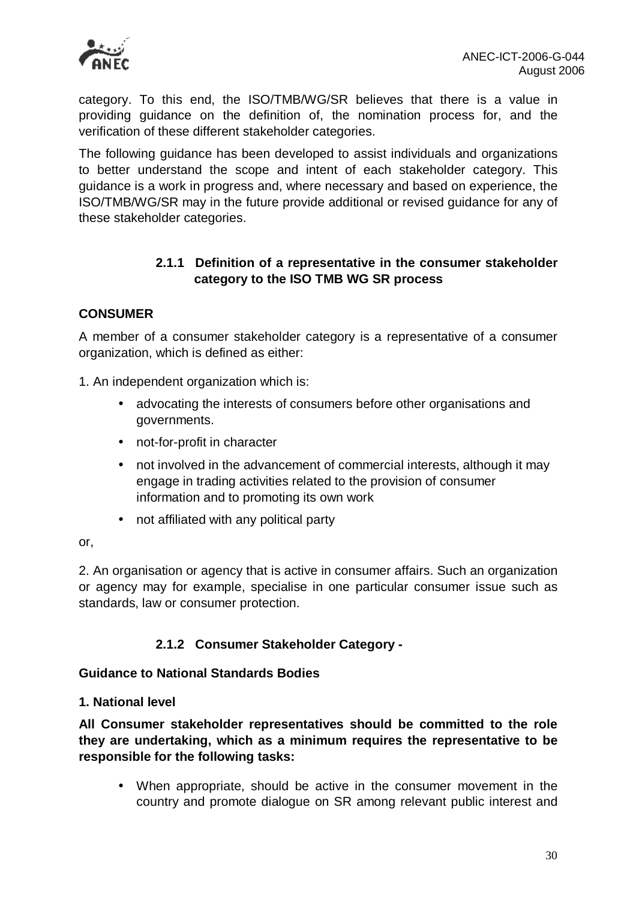category. To this end, the ISO/TMB/WG/SR believes that there is a value in providing guidance on the definition of, the nomination process for, and the verification of these different stakeholder categories.

The following guidance has been developed to assist individuals and organizations to better understand the scope and intent of each stakeholder category. This guidance is a work in progress and, where necessary and based on experience, the ISO/TMB/WG/SR may in the future provide additional or revised guidance for any of these stakeholder categories.

#### 2.1.1 Definition of a representative in the consumer stakeholder category to the ISO TMB WG SR process

**CONSUMER**

A member of a consumer stakeholder category is a representative of a consumer organization, which is defined as either:

1. An independent organization which is:

- advocating the interests of consumers before other organisations and governments.
- not-for-profit in character
- not involved in the advancement of commercial interests, although it may engage in trading activities related to the provision of consumer information and to promoting its own work
- not affiliated with any political party

or,

2. An organisation or agency that is active in consumer affairs. Such an organization or agency may for example, specialise in one particular consumer issue such as standards, law or consumer protection.

#### 2.1.2 Consumer Stakeholder Category -

**Guidance to National Standards Bodies**

**1. National level**

**All Consumer stakeholder representatives should be committed to the role they are undertaking, which as a minimum requires the representative to be responsible for the following tasks:**

- When appropriate, should be active in the consumer movement in the country and promote dialogue on SR among relevant public interest and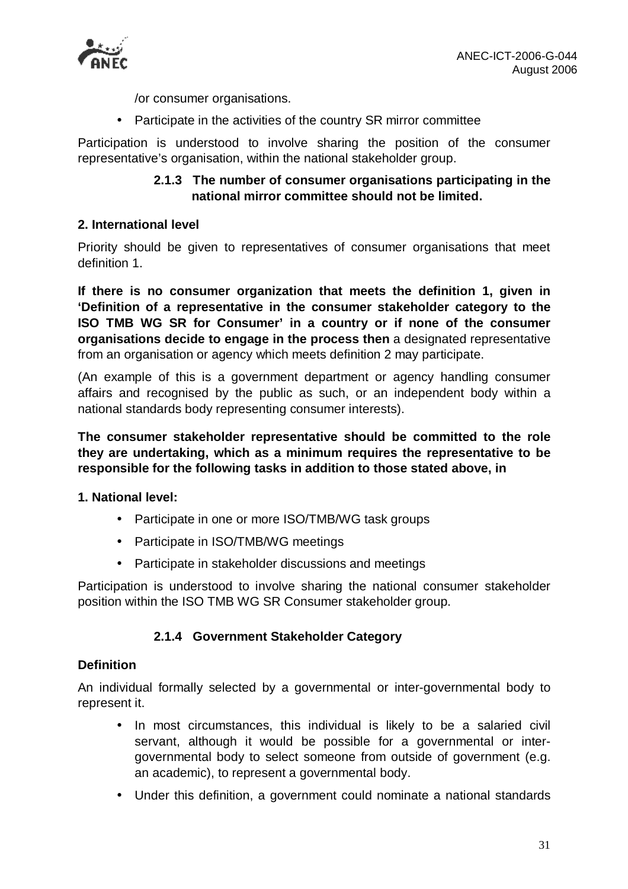/or consumer organisations.

- Participate in the activities of the country SR mirror committee

Participation is understood to involve sharing the position of the consumer representative's organisation, within the national stakeholder group.

#### 2.1.3 The number of consumer organisations participating in the national mirror committee should not be limited.

**2. International level**

Priority should be given to representatives of consumer organisations that meet definition 1.

**If there is no consumer organization that meets the definition 1, given in 'Definition of a representative in the consumer stakeholder category to the ISO TMB WG SR for Consumer' in a country or if none of the consumer organisations decide to engage in the process then** a designated representative from an organisation or agency which meets definition 2 may participate.

(An example of this is a government department or agency handling consumer affairs and recognised by the public as such, or an independent body within a national standards body representing consumer interests).

**The consumer stakeholder representative should be committed to the role they are undertaking, which as a minimum requires the representative to be responsible for the following tasks in addition to those stated above, in**

**1. National level:**

- Participate in one or more ISO/TMB/WG task groups
- Participate in ISO/TMB/WG meetings
- Participate in stakeholder discussions and meetings

Participation is understood to involve sharing the national consumer stakeholder position within the ISO TMB WG SR Consumer stakeholder group.

#### 2.1.4 Government Stakeholder Category

**Definition**

An individual formally selected by a governmental or inter-governmental body to represent it.

- In most circumstances, this individual is likely to be a salaried civil servant, although it would be possible for a governmental or inter-governmental body to select someone from outside of government (e.g. an academic), to represent a governmental body.
- Under this definition, a government could nominate a national standards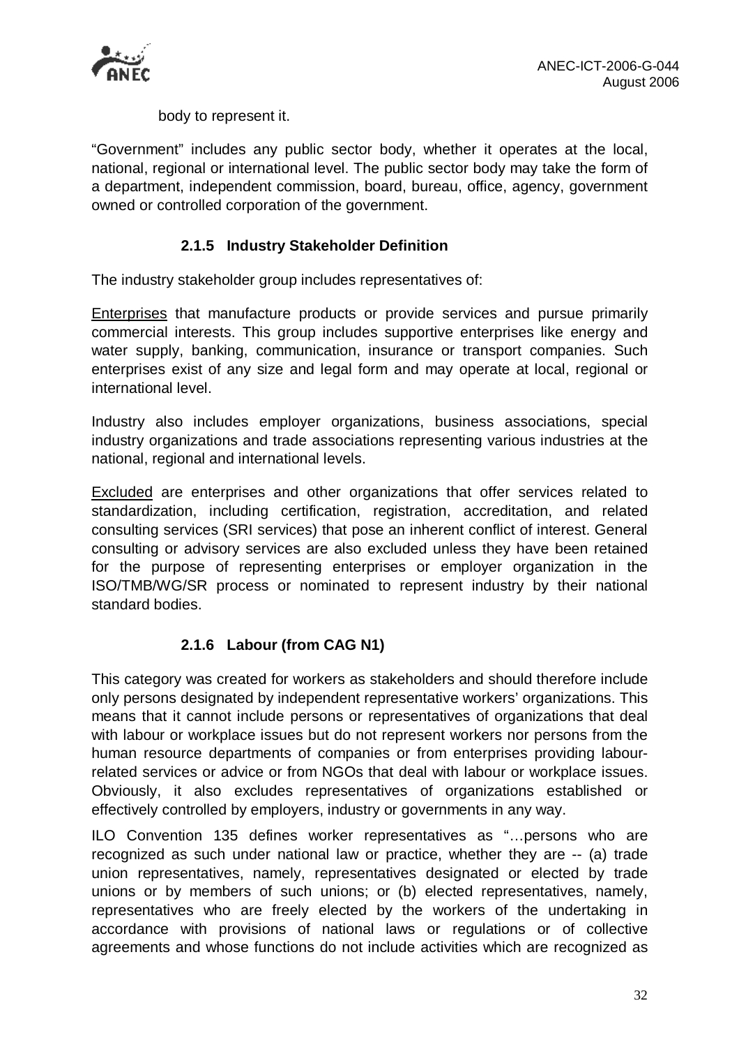body to represent it.

“Government” includes any public sector body, whether it operates at the local, national, regional or international level. The public sector body may take the form of a department, independent commission, board, bureau, office, agency, government owned or controlled corporation of the government.

### 2.1.5 Industry Stakeholder Definition

The industry stakeholder group includes representatives of:

<u>Enterprises</u> that manufacture products or provide services and pursue primarily commercial interests. This group includes supportive enterprises like energy and water supply, banking, communication, insurance or transport companies. Such enterprises exist of any size and legal form and may operate at local, regional or international level.

Industry also includes employer organizations, business associations, special industry organizations and trade associations representing various industries at the national, regional and international levels.

<u>Excluded</u> are enterprises and other organizations that offer services related to standardization, including certification, registration, accreditation, and related consulting services (SRI services) that pose an inherent conflict of interest. General consulting or advisory services are also excluded unless they have been retained for the purpose of representing enterprises or employer organization in the ISO/TMB/WG/SR process or nominated to represent industry by their national standard bodies.

### 2.1.6 Labour (from CAG N1)

This category was created for workers as stakeholders and should therefore include only persons designated by independent representative workers’ organizations. This means that it cannot include persons or representatives of organizations that deal with labour or workplace issues but do not represent workers nor persons from the human resource departments of companies or from enterprises providing labour-related services or advice or from NGOs that deal with labour or workplace issues. Obviously, it also excludes representatives of organizations established or effectively controlled by employers, industry or governments in any way.

ILO Convention 135 defines worker representatives as “…persons who are recognized as such under national law or practice, whether they are -- (a) trade union representatives, namely, representatives designated or elected by trade unions or by members of such unions; or (b) elected representatives, namely, representatives who are freely elected by the workers of the undertaking in accordance with provisions of national laws or regulations or of collective agreements and whose functions do not include activities which are recognized as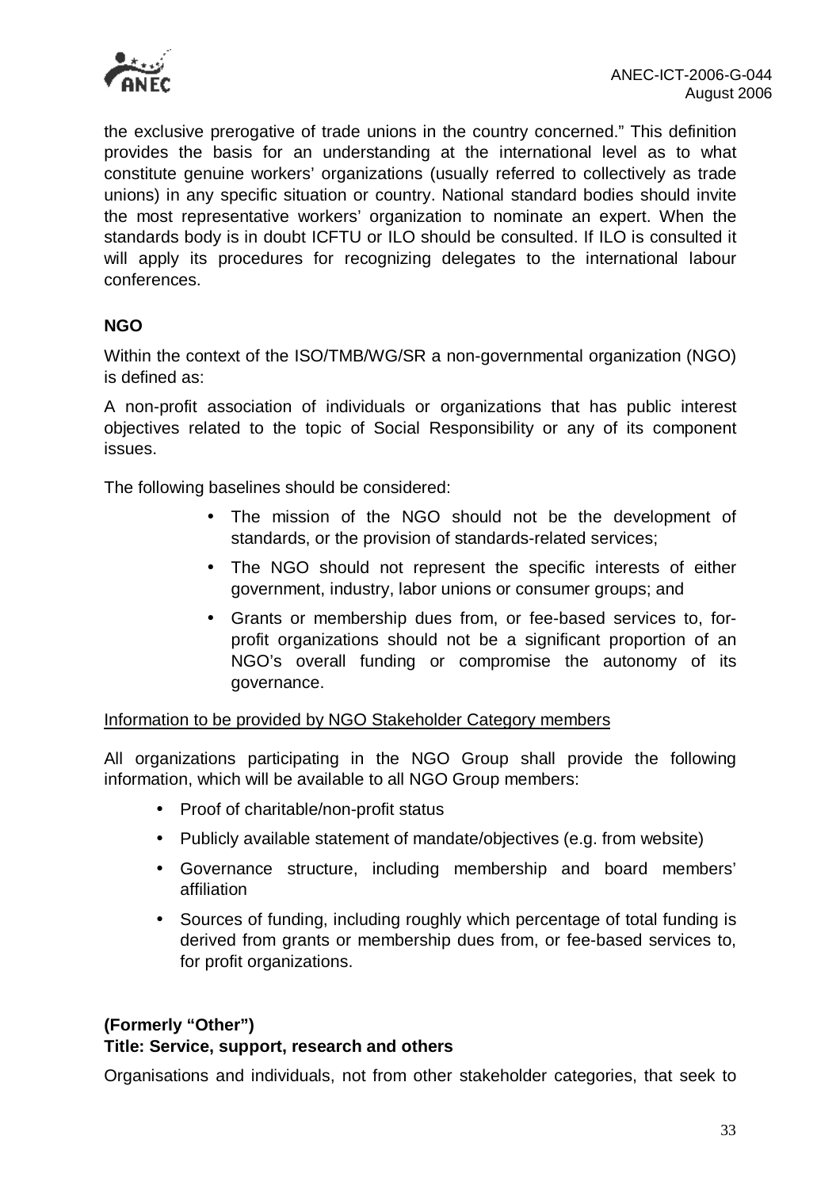the exclusive prerogative of trade unions in the country concerned." This definition provides the basis for an understanding at the international level as to what constitute genuine workers' organizations (usually referred to collectively as trade unions) in any specific situation or country. National standard bodies should invite the most representative workers' organization to nominate an expert. When the standards body is in doubt ICFTU or ILO should be consulted. If ILO is consulted it will apply its procedures for recognizing delegates to the international labour conferences.

**NGO**

Within the context of the ISO/TMB/WG/SR a non-governmental organization (NGO) is defined as:

A non-profit association of individuals or organizations that has public interest objectives related to the topic of Social Responsibility or any of its component issues.

The following baselines should be considered:

- The mission of the NGO should not be the development of standards, or the provision of standards-related services;
- The NGO should not represent the specific interests of either government, industry, labor unions or consumer groups; and
- Grants or membership dues from, or fee-based services to, for-profit organizations should not be a significant proportion of an NGO's overall funding or compromise the autonomy of its governance.

<u>Information to be provided by NGO Stakeholder Category members</u>

All organizations participating in the NGO Group shall provide the following information, which will be available to all NGO Group members:

- Proof of charitable/non-profit status
- Publicly available statement of mandate/objectives (e.g. from website)
- Governance structure, including membership and board members' affiliation
- Sources of funding, including roughly which percentage of total funding is derived from grants or membership dues from, or fee-based services to, for profit organizations.

**(Formerly "Other")**
**Title: Service, support, research and others**

Organisations and individuals, not from other stakeholder categories, that seek to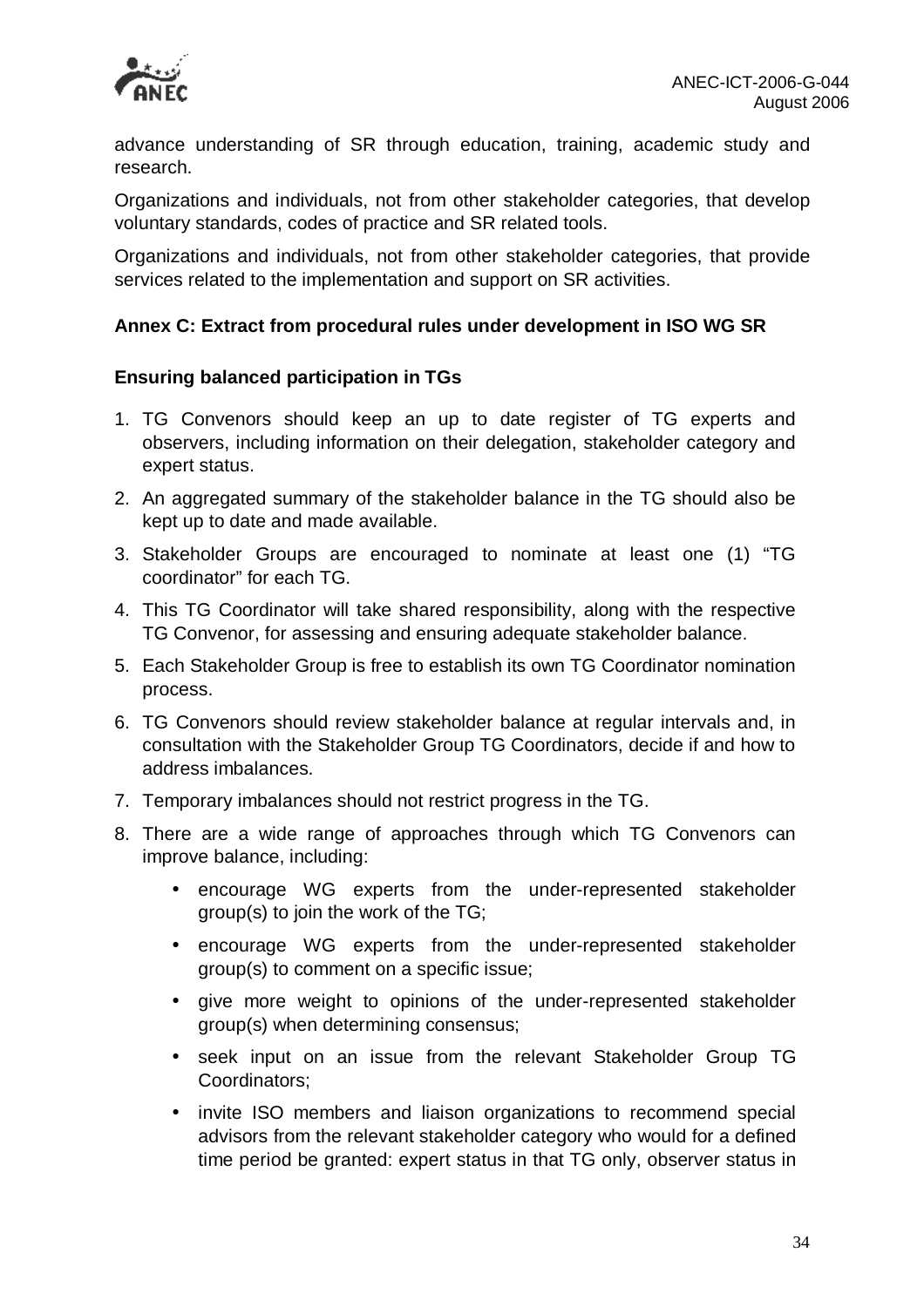advance understanding of SR through education, training, academic study and research.

Organizations and individuals, not from other stakeholder categories, that develop voluntary standards, codes of practice and SR related tools.

Organizations and individuals, not from other stakeholder categories, that provide services related to the implementation and support on SR activities.

**Annex C: Extract from procedural rules under development in ISO WG SR**

**Ensuring balanced participation in TGs**

1. TG Convenors should keep an up to date register of TG experts and observers, including information on their delegation, stakeholder category and expert status.
2. An aggregated summary of the stakeholder balance in the TG should also be kept up to date and made available.
3. Stakeholder Groups are encouraged to nominate at least one (1) "TG coordinator" for each TG.
4. This TG Coordinator will take shared responsibility, along with the respective TG Convenor, for assessing and ensuring adequate stakeholder balance.
5. Each Stakeholder Group is free to establish its own TG Coordinator nomination process.
6. TG Convenors should review stakeholder balance at regular intervals and, in consultation with the Stakeholder Group TG Coordinators, decide if and how to address imbalances.
7. Temporary imbalances should not restrict progress in the TG.
8. There are a wide range of approaches through which TG Convenors can improve balance, including:
   - encourage WG experts from the under-represented stakeholder group(s) to join the work of the TG;
   - encourage WG experts from the under-represented stakeholder group(s) to comment on a specific issue;
   - give more weight to opinions of the under-represented stakeholder group(s) when determining consensus;
   - seek input on an issue from the relevant Stakeholder Group TG Coordinators;
   - invite ISO members and liaison organizations to recommend special advisors from the relevant stakeholder category who would for a defined time period be granted: expert status in that TG only, observer status in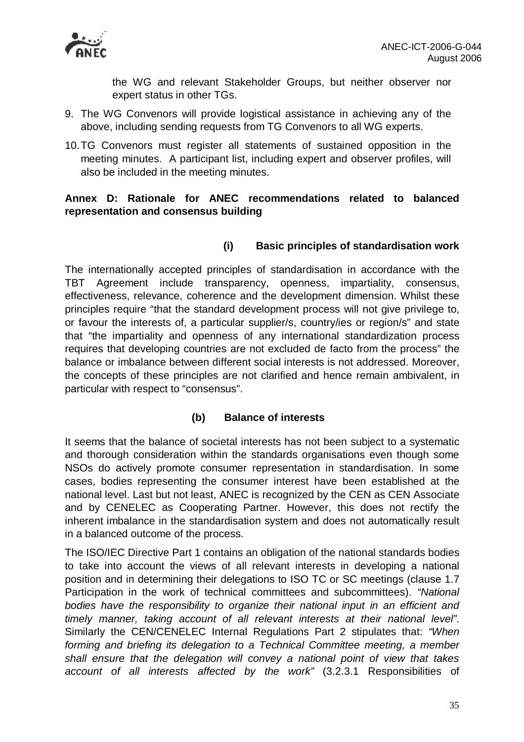the WG and relevant Stakeholder Groups, but neither observer nor expert status in other TGs.

9. The WG Convenors will provide logistical assistance in achieving any of the above, including sending requests from TG Convenors to all WG experts.

10. TG Convenors must register all statements of sustained opposition in the meeting minutes. A participant list, including expert and observer profiles, will also be included in the meeting minutes.

## Annex D: Rationale for ANEC recommendations related to balanced representation and consensus building

### (i) Basic principles of standardisation work

The internationally accepted principles of standardisation in accordance with the TBT Agreement include transparency, openness, impartiality, consensus, effectiveness, relevance, coherence and the development dimension. Whilst these principles require "that the standard development process will not give privilege to, or favour the interests of, a particular supplier/s, country/ies or region/s" and state that "the impartiality and openness of any international standardization process requires that developing countries are not excluded de facto from the process" the balance or imbalance between different social interests is not addressed. Moreover, the concepts of these principles are not clarified and hence remain ambivalent, in particular with respect to "consensus".

### (b) Balance of interests

It seems that the balance of societal interests has not been subject to a systematic and thorough consideration within the standards organisations even though some NSOs do actively promote consumer representation in standardisation. In some cases, bodies representing the consumer interest have been established at the national level. Last but not least, ANEC is recognized by the CEN as CEN Associate and by CENELEC as Cooperating Partner. However, this does not rectify the inherent imbalance in the standardisation system and does not automatically result in a balanced outcome of the process.

The ISO/IEC Directive Part 1 contains an obligation of the national standards bodies to take into account the views of all relevant interests in developing a national position and in determining their delegations to ISO TC or SC meetings (clause 1.7 Participation in the work of technical committees and subcommittees). *"National bodies have the responsibility to organize their national input in an efficient and timely manner, taking account of all relevant interests at their national level"*. Similarly the CEN/CENELEC Internal Regulations Part 2 stipulates that: *"When forming and briefing its delegation to a Technical Committee meeting, a member shall ensure that the delegation will convey a national point of view that takes account of all interests affected by the work"* (3.2.3.1 Responsibilities of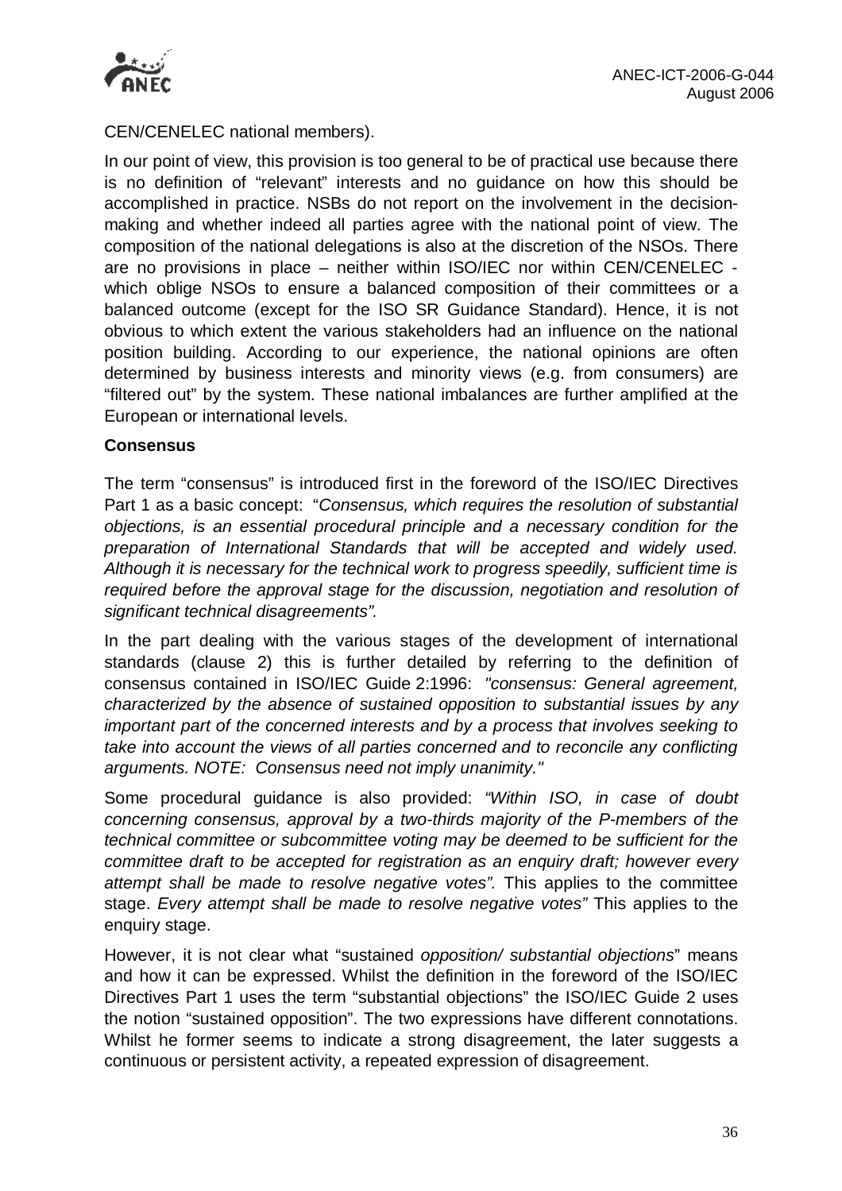CEN/CENELEC national members).

In our point of view, this provision is too general to be of practical use because there is no definition of "relevant" interests and no guidance on how this should be accomplished in practice. NSBs do not report on the involvement in the decision-making and whether indeed all parties agree with the national point of view. The composition of the national delegations is also at the discretion of the NSOs. There are no provisions in place – neither within ISO/IEC nor within CEN/CENELEC - which oblige NSOs to ensure a balanced composition of their committees or a balanced outcome (except for the ISO SR Guidance Standard). Hence, it is not obvious to which extent the various stakeholders had an influence on the national position building. According to our experience, the national opinions are often determined by business interests and minority views (e.g. from consumers) are "filtered out" by the system. These national imbalances are further amplified at the European or international levels.

**Consensus**

The term "consensus" is introduced first in the foreword of the ISO/IEC Directives Part 1 as a basic concept: "*Consensus, which requires the resolution of substantial objections, is an essential procedural principle and a necessary condition for the preparation of International Standards that will be accepted and widely used. Although it is necessary for the technical work to progress speedily, sufficient time is required before the approval stage for the discussion, negotiation and resolution of significant technical disagreements".*

In the part dealing with the various stages of the development of international standards (clause 2) this is further detailed by referring to the definition of consensus contained in ISO/IEC Guide 2:1996: *"consensus: General agreement, characterized by the absence of sustained opposition to substantial issues by any important part of the concerned interests and by a process that involves seeking to take into account the views of all parties concerned and to reconcile any conflicting arguments. NOTE: Consensus need not imply unanimity."*

Some procedural guidance is also provided: *"Within ISO, in case of doubt concerning consensus, approval by a two-thirds majority of the P-members of the technical committee or subcommittee voting may be deemed to be sufficient for the committee draft to be accepted for registration as an enquiry draft; however every attempt shall be made to resolve negative votes".* This applies to the committee stage. *Every attempt shall be made to resolve negative votes"* This applies to the enquiry stage.

However, it is not clear what "sustained *opposition/ substantial objections*" means and how it can be expressed. Whilst the definition in the foreword of the ISO/IEC Directives Part 1 uses the term "substantial objections" the ISO/IEC Guide 2 uses the notion "sustained opposition". The two expressions have different connotations. Whilst he former seems to indicate a strong disagreement, the later suggests a continuous or persistent activity, a repeated expression of disagreement.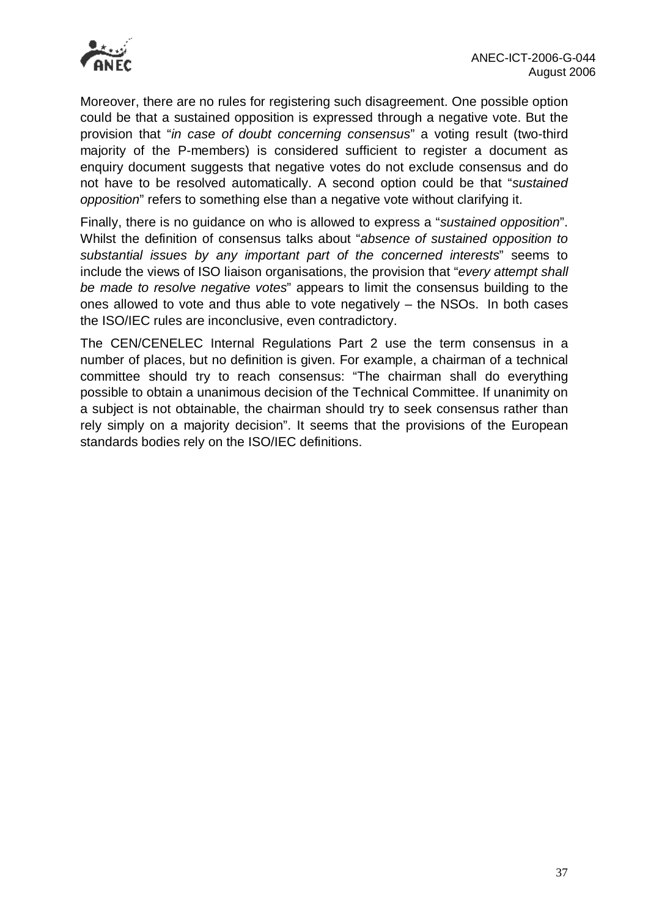Moreover, there are no rules for registering such disagreement. One possible option could be that a sustained opposition is expressed through a negative vote. But the provision that "*in case of doubt concerning consensus*" a voting result (two-third majority of the P-members) is considered sufficient to register a document as enquiry document suggests that negative votes do not exclude consensus and do not have to be resolved automatically. A second option could be that "*sustained opposition*" refers to something else than a negative vote without clarifying it.

Finally, there is no guidance on who is allowed to express a "*sustained opposition*". Whilst the definition of consensus talks about "*absence of sustained opposition to substantial issues by any important part of the concerned interests*" seems to include the views of ISO liaison organisations, the provision that "*every attempt shall be made to resolve negative votes*" appears to limit the consensus building to the ones allowed to vote and thus able to vote negatively – the NSOs. In both cases the ISO/IEC rules are inconclusive, even contradictory.

The CEN/CENELEC Internal Regulations Part 2 use the term consensus in a number of places, but no definition is given. For example, a chairman of a technical committee should try to reach consensus: "The chairman shall do everything possible to obtain a unanimous decision of the Technical Committee. If unanimity on a subject is not obtainable, the chairman should try to seek consensus rather than rely simply on a majority decision". It seems that the provisions of the European standards bodies rely on the ISO/IEC definitions.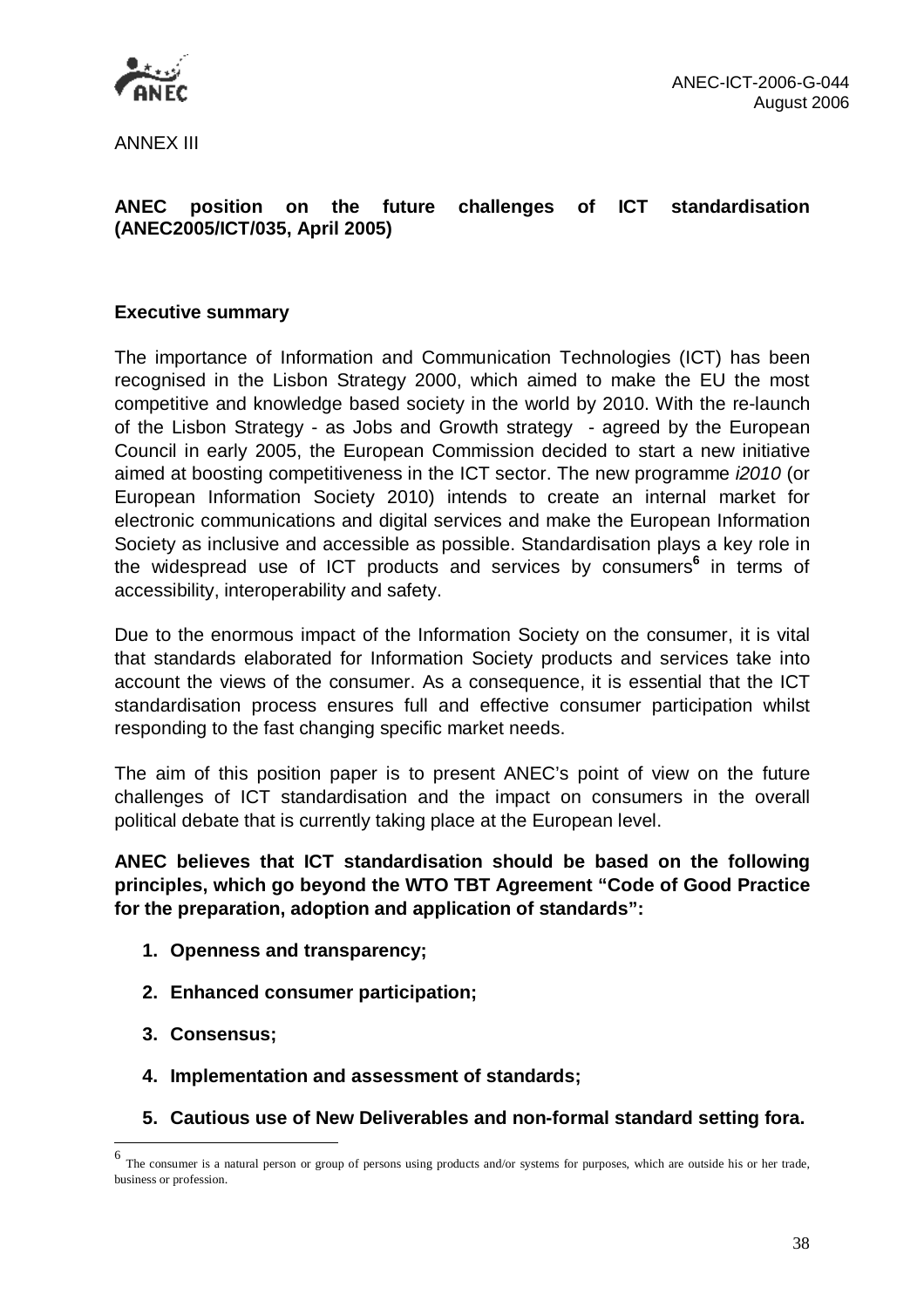ANNEX III

## ANEC position on the future challenges of ICT standardisation (ANEC2005/ICT/035, April 2005)

### Executive summary

The importance of Information and Communication Technologies (ICT) has been recognised in the Lisbon Strategy 2000, which aimed to make the EU the most competitive and knowledge based society in the world by 2010. With the re-launch of the Lisbon Strategy - as Jobs and Growth strategy - agreed by the European Council in early 2005, the European Commission decided to start a new initiative aimed at boosting competitiveness in the ICT sector. The new programme *i2010* (or European Information Society 2010) intends to create an internal market for electronic communications and digital services and make the European Information Society as inclusive and accessible as possible. Standardisation plays a key role in the widespread use of ICT products and services by consumers[6] in terms of accessibility, interoperability and safety.

Due to the enormous impact of the Information Society on the consumer, it is vital that standards elaborated for Information Society products and services take into account the views of the consumer. As a consequence, it is essential that the ICT standardisation process ensures full and effective consumer participation whilst responding to the fast changing specific market needs.

The aim of this position paper is to present ANEC's point of view on the future challenges of ICT standardisation and the impact on consumers in the overall political debate that is currently taking place at the European level.

**ANEC believes that ICT standardisation should be based on the following principles, which go beyond the WTO TBT Agreement "Code of Good Practice for the preparation, adoption and application of standards":**

1. **Openness and transparency;**
2. **Enhanced consumer participation;**
3. **Consensus;**
4. **Implementation and assessment of standards;**
5. **Cautious use of New Deliverables and non-formal standard setting fora.**

---

[6] The consumer is a natural person or group of persons using products and/or systems for purposes, which are outside his or her trade, business or profession.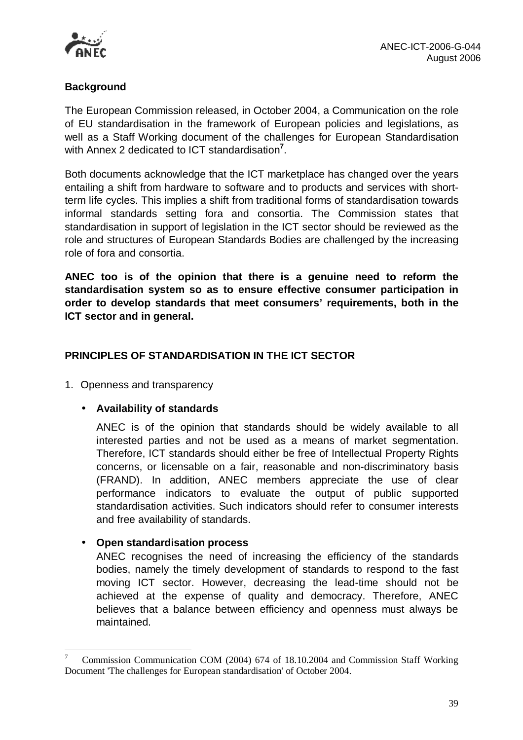**Background**

The European Commission released, in October 2004, a Communication on the role of EU standardisation in the framework of European policies and legislations, as well as a Staff Working document of the challenges for European Standardisation with Annex 2 dedicated to ICT standardisation[7].

Both documents acknowledge that the ICT marketplace has changed over the years entailing a shift from hardware to software and to products and services with short-term life cycles. This implies a shift from traditional forms of standardisation towards informal standards setting fora and consortia. The Commission states that standardisation in support of legislation in the ICT sector should be reviewed as the role and structures of European Standards Bodies are challenged by the increasing role of fora and consortia.

**ANEC too is of the opinion that there is a genuine need to reform the standardisation system so as to ensure effective consumer participation in order to develop standards that meet consumers' requirements, both in the ICT sector and in general.**

## PRINCIPLES OF STANDARDISATION IN THE ICT SECTOR

1. Openness and transparency

- **Availability of standards**

  ANEC is of the opinion that standards should be widely available to all interested parties and not be used as a means of market segmentation. Therefore, ICT standards should either be free of Intellectual Property Rights concerns, or licensable on a fair, reasonable and non-discriminatory basis (FRAND). In addition, ANEC members appreciate the use of clear performance indicators to evaluate the output of public supported standardisation activities. Such indicators should refer to consumer interests and free availability of standards.

- **Open standardisation process**

  ANEC recognises the need of increasing the efficiency of the standards bodies, namely the timely development of standards to respond to the fast moving ICT sector. However, decreasing the lead-time should not be achieved at the expense of quality and democracy. Therefore, ANEC believes that a balance between efficiency and openness must always be maintained.

---

[7] Commission Communication COM (2004) 674 of 18.10.2004 and Commission Staff Working Document 'The challenges for European standardisation' of October 2004.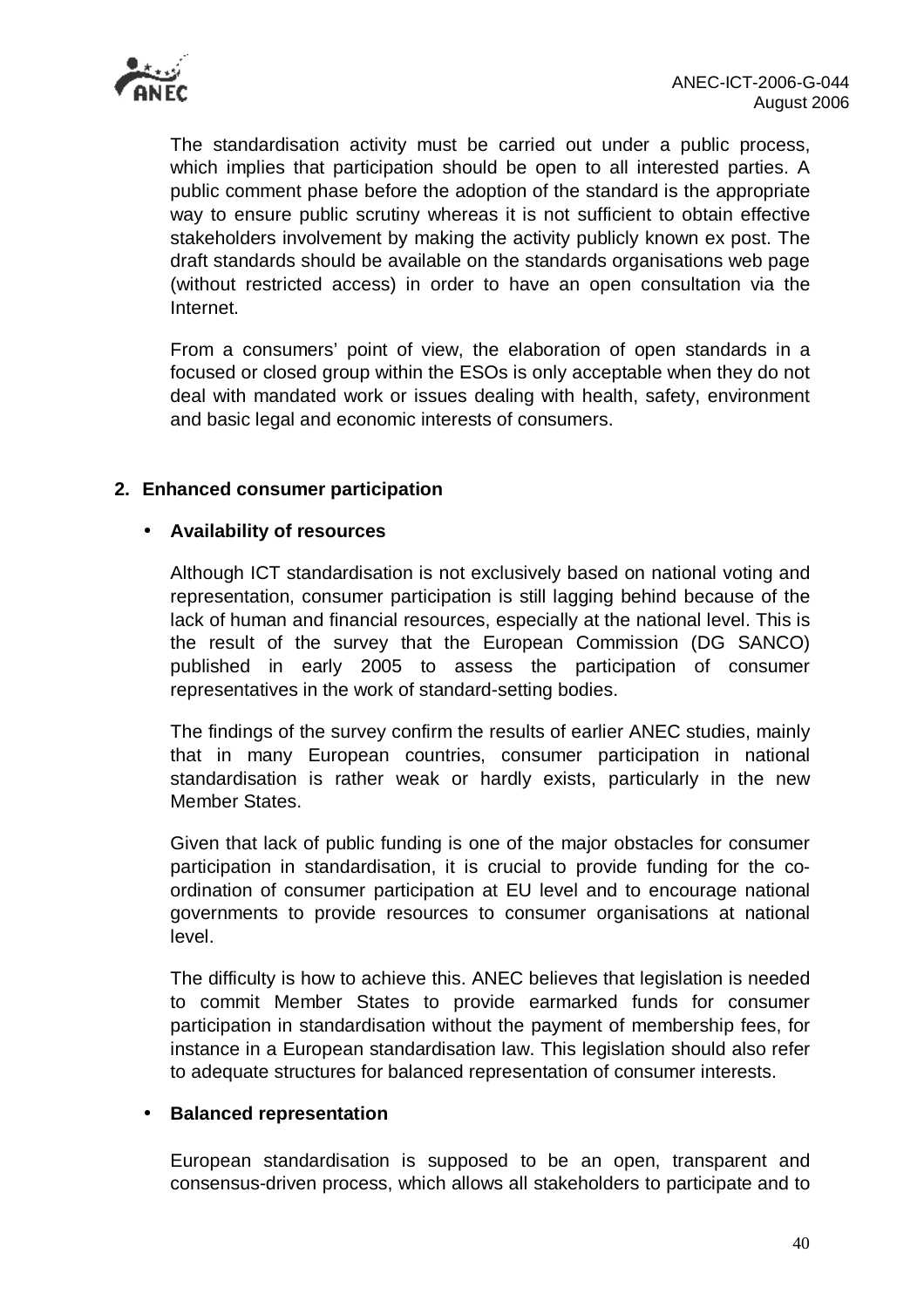The standardisation activity must be carried out under a public process, which implies that participation should be open to all interested parties. A public comment phase before the adoption of the standard is the appropriate way to ensure public scrutiny whereas it is not sufficient to obtain effective stakeholders involvement by making the activity publicly known ex post. The draft standards should be available on the standards organisations web page (without restricted access) in order to have an open consultation via the Internet.

From a consumers' point of view, the elaboration of open standards in a focused or closed group within the ESOs is only acceptable when they do not deal with mandated work or issues dealing with health, safety, environment and basic legal and economic interests of consumers.

## 2. Enhanced consumer participation

- **Availability of resources**

Although ICT standardisation is not exclusively based on national voting and representation, consumer participation is still lagging behind because of the lack of human and financial resources, especially at the national level. This is the result of the survey that the European Commission (DG SANCO) published in early 2005 to assess the participation of consumer representatives in the work of standard-setting bodies.

The findings of the survey confirm the results of earlier ANEC studies, mainly that in many European countries, consumer participation in national standardisation is rather weak or hardly exists, particularly in the new Member States.

Given that lack of public funding is one of the major obstacles for consumer participation in standardisation, it is crucial to provide funding for the co-ordination of consumer participation at EU level and to encourage national governments to provide resources to consumer organisations at national level.

The difficulty is how to achieve this. ANEC believes that legislation is needed to commit Member States to provide earmarked funds for consumer participation in standardisation without the payment of membership fees, for instance in a European standardisation law. This legislation should also refer to adequate structures for balanced representation of consumer interests.

- **Balanced representation**

European standardisation is supposed to be an open, transparent and consensus-driven process, which allows all stakeholders to participate and to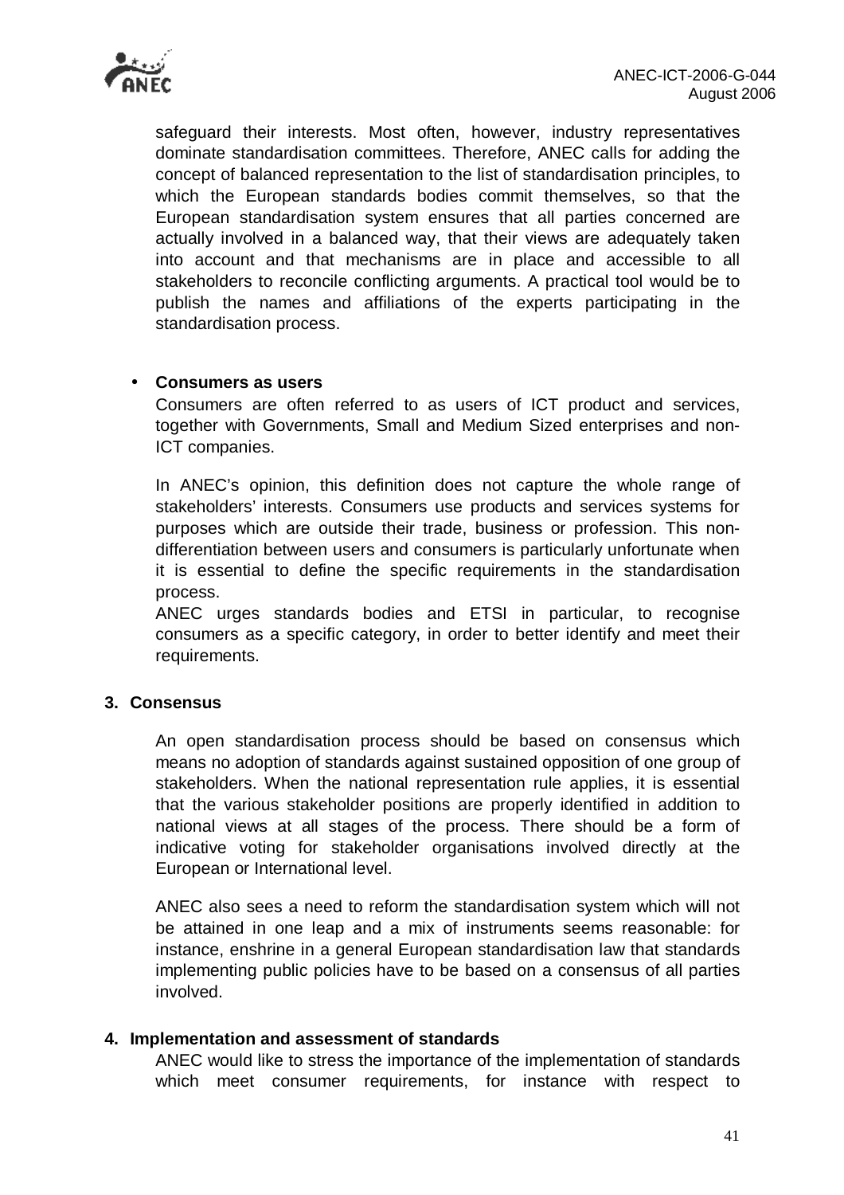safeguard their interests. Most often, however, industry representatives dominate standardisation committees. Therefore, ANEC calls for adding the concept of balanced representation to the list of standardisation principles, to which the European standards bodies commit themselves, so that the European standardisation system ensures that all parties concerned are actually involved in a balanced way, that their views are adequately taken into account and that mechanisms are in place and accessible to all stakeholders to reconcile conflicting arguments. A practical tool would be to publish the names and affiliations of the experts participating in the standardisation process.

- **Consumers as users**

  Consumers are often referred to as users of ICT product and services, together with Governments, Small and Medium Sized enterprises and non-ICT companies.

  In ANEC's opinion, this definition does not capture the whole range of stakeholders' interests. Consumers use products and services systems for purposes which are outside their trade, business or profession. This non-differentiation between users and consumers is particularly unfortunate when it is essential to define the specific requirements in the standardisation process.

  ANEC urges standards bodies and ETSI in particular, to recognise consumers as a specific category, in order to better identify and meet their requirements.

**3. Consensus**

An open standardisation process should be based on consensus which means no adoption of standards against sustained opposition of one group of stakeholders. When the national representation rule applies, it is essential that the various stakeholder positions are properly identified in addition to national views at all stages of the process. There should be a form of indicative voting for stakeholder organisations involved directly at the European or International level.

ANEC also sees a need to reform the standardisation system which will not be attained in one leap and a mix of instruments seems reasonable: for instance, enshrine in a general European standardisation law that standards implementing public policies have to be based on a consensus of all parties involved.

**4. Implementation and assessment of standards**

ANEC would like to stress the importance of the implementation of standards which meet consumer requirements, for instance with respect to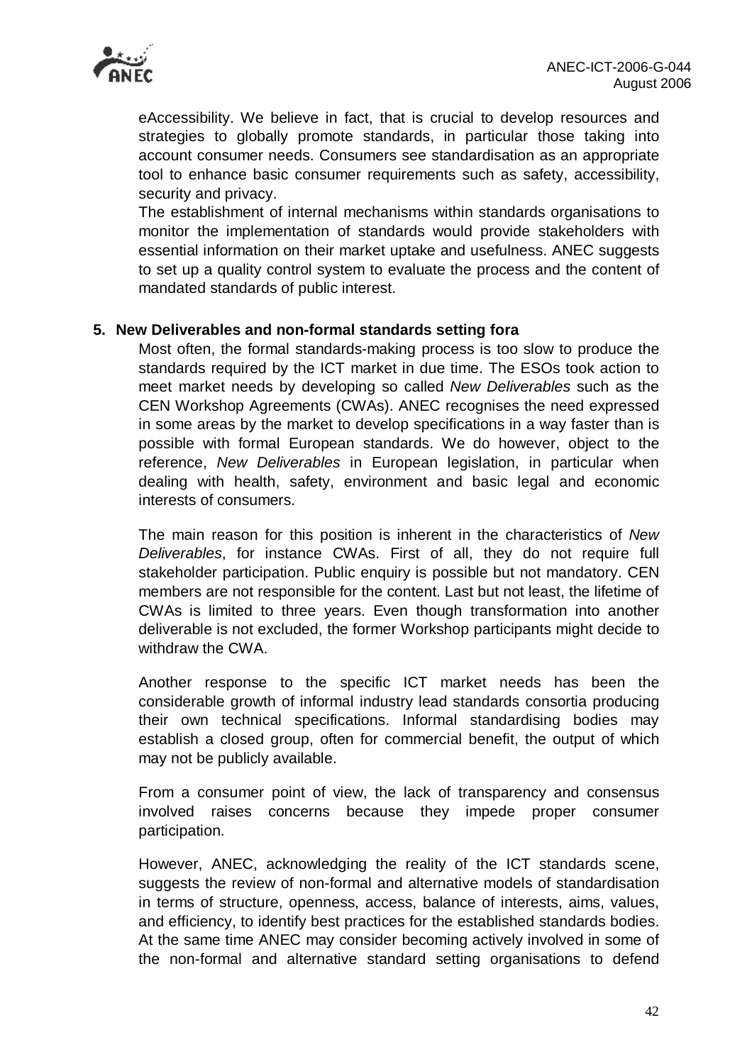eAccessibility. We believe in fact, that is crucial to develop resources and strategies to globally promote standards, in particular those taking into account consumer needs. Consumers see standardisation as an appropriate tool to enhance basic consumer requirements such as safety, accessibility, security and privacy.

The establishment of internal mechanisms within standards organisations to monitor the implementation of standards would provide stakeholders with essential information on their market uptake and usefulness. ANEC suggests to set up a quality control system to evaluate the process and the content of mandated standards of public interest.

**5. New Deliverables and non-formal standards setting fora**

Most often, the formal standards-making process is too slow to produce the standards required by the ICT market in due time. The ESOs took action to meet market needs by developing so called *New Deliverables* such as the CEN Workshop Agreements (CWAs). ANEC recognises the need expressed in some areas by the market to develop specifications in a way faster than is possible with formal European standards. We do however, object to the reference, *New Deliverables* in European legislation, in particular when dealing with health, safety, environment and basic legal and economic interests of consumers.

The main reason for this position is inherent in the characteristics of *New Deliverables*, for instance CWAs. First of all, they do not require full stakeholder participation. Public enquiry is possible but not mandatory. CEN members are not responsible for the content. Last but not least, the lifetime of CWAs is limited to three years. Even though transformation into another deliverable is not excluded, the former Workshop participants might decide to withdraw the CWA.

Another response to the specific ICT market needs has been the considerable growth of informal industry lead standards consortia producing their own technical specifications. Informal standardising bodies may establish a closed group, often for commercial benefit, the output of which may not be publicly available.

From a consumer point of view, the lack of transparency and consensus involved raises concerns because they impede proper consumer participation.

However, ANEC, acknowledging the reality of the ICT standards scene, suggests the review of non-formal and alternative models of standardisation in terms of structure, openness, access, balance of interests, aims, values, and efficiency, to identify best practices for the established standards bodies. At the same time ANEC may consider becoming actively involved in some of the non-formal and alternative standard setting organisations to defend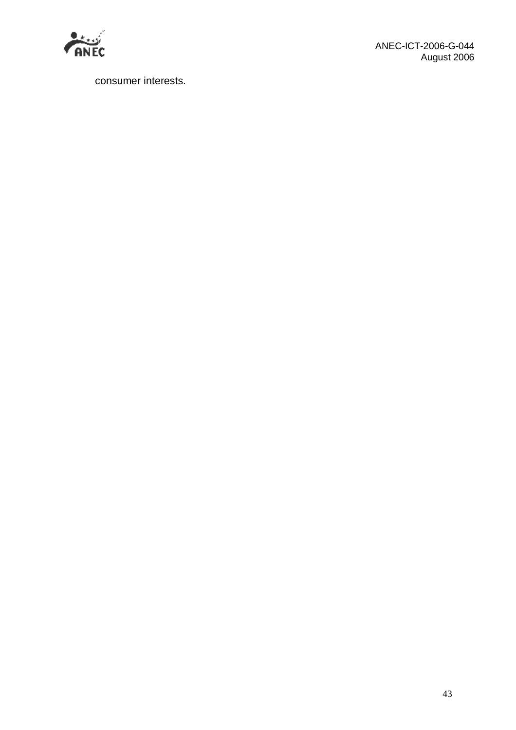consumer interests.